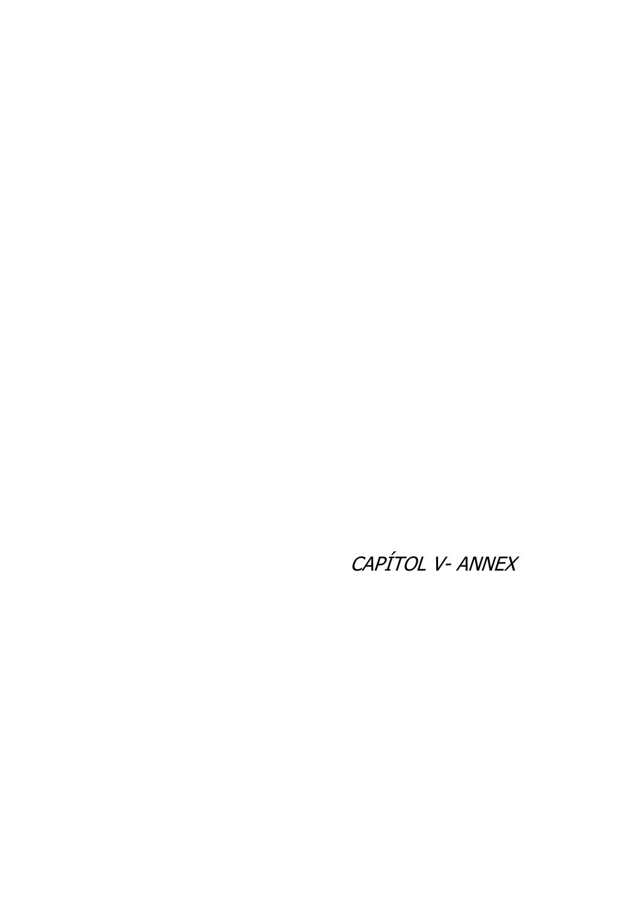# *CAPÍTOL V- ANNEX*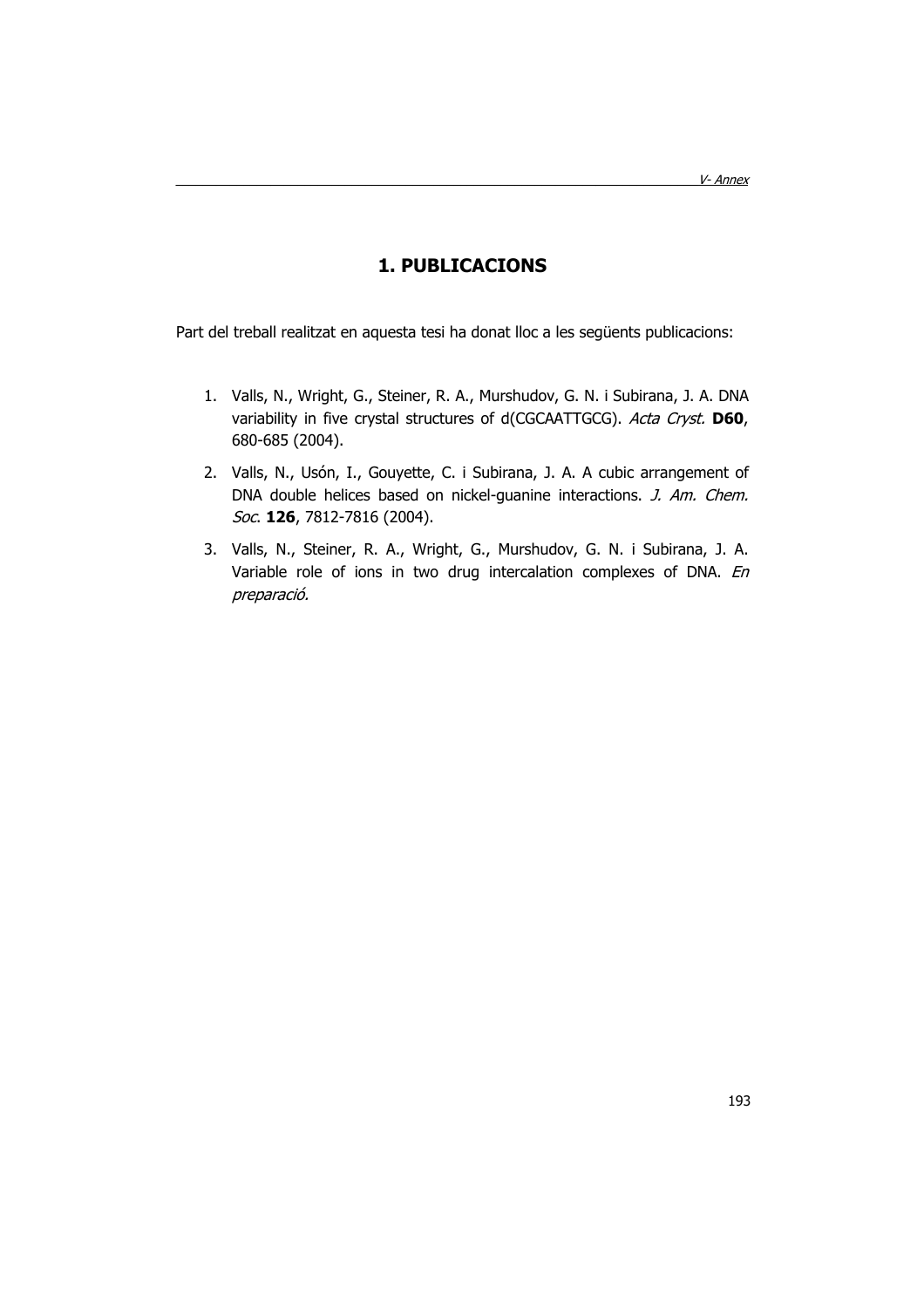# 1. PUBLICACIONS

Part del treball realitzat en aquesta tesi ha donat lloc a les següents publicacions:

1. Valls, N., Wright, G., Steiner, R. A., Murshudov, G. N. i Subirana, J. A. DNA variability in five crystal structures of d(CGCAATTGCG). *Acta Cryst.* **D60**, 680-685 (2004).
2. Valls, N., Usón, I., Gouyette, C. i Subirana, J. A. A cubic arrangement of DNA double helices based on nickel-guanine interactions. *J. Am. Chem. Soc*. **126**, 7812-7816 (2004).
3. Valls, N., Steiner, R. A., Wright, G., Murshudov, G. N. i Subirana, J. A. Variable role of ions in two drug intercalation complexes of DNA. *En preparació.*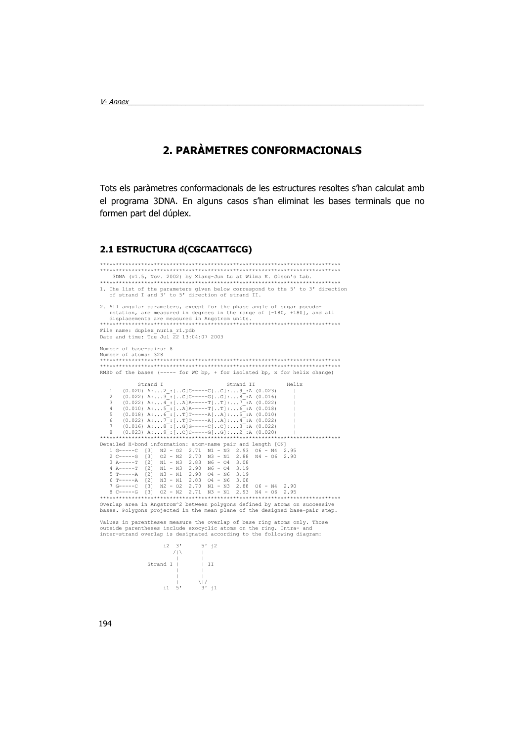## 2. PARÀMETRES CONFORMACIONALS

Tots els paràmetres conformacionals de les estructures resoltes s'han calculat amb el programa 3DNA. En alguns casos s'han eliminat les bases terminals que no formen part del dúplex.

### 2.1 ESTRUCTURA d(CGCAATTGCG)

```
****************************************************************************
****************************************************************************
   3DNA (v1.5, Nov. 2002) by Xiang-Jun Lu at Wilma K. Olson's Lab.
****************************************************************************
1. The list of the parameters given below correspond to the 5' to 3' direction
   of strand I and 3' to 5' direction of strand II.

2. All angular parameters, except for the phase angle of sugar pseudo-
   rotation, are measured in degrees in the range of [-180, +180], and all
   displacements are measured in Angstrom units.
****************************************************************************
File name: duplex_nuria_r1.pdb
Date and time: Tue Jul 22 13:04:07 2003

Number of base-pairs: 8
Number of atoms: 328
****************************************************************************
****************************************************************************
RMSD of the bases (----- for WC bp, + for isolated bp, x for helix change)

            Strand I                    Strand II          Helix
   1   (0.020) A:...2_:[..G]G-----C[..C]:...9_:A (0.023)     |
   2   (0.022) A:...3_:[..C]C-----G[..G]:...8_:A (0.016)     |
   3   (0.022) A:...4_:[..A]A-----T[..T]:...7_:A (0.022)     |
   4   (0.010) A:...5_:[..A]A-----T[..T]:...6_:A (0.018)     |
   5   (0.018) A:...6_:[..T]T-----A[..A]:...5_:A (0.010)     |
   6   (0.022) A:...7_:[..T]T-----A[..A]:...4_:A (0.022)     |
   7   (0.016) A:...8_:[..G]G-----C[..C]:...3_:A (0.022)     |
   8   (0.023) A:...9_:[..C]C-----G[..G]:...2_:A (0.020)     |
****************************************************************************
Detailed H-bond information: atom-name pair and length [ON]
   1 G-----C  [3]  N2 - O2  2.71  N1 - N3  2.93  O6 - N4  2.95
   2 C-----G  [3]  O2 - N2  2.70  N3 - N1  2.88  N4 - O6  2.90
   3 A-----T  [2]  N1 - N3  2.83  N6 - O4  3.08
   4 A-----T  [2]  N1 - N3  2.90  N6 - O4  3.19
   5 T-----A  [2]  N3 - N1  2.90  O4 - N6  3.19
   6 T-----A  [2]  N3 - N1  2.83  O4 - N6  3.08
   7 G-----C  [3]  N2 - O2  2.70  N1 - N3  2.88  O6 - N4  2.90
   8 C-----G  [3]  O2 - N2  2.71  N3 - N1  2.93  N4 - O6  2.95
****************************************************************************
Overlap area in Angstrom^2 between polygons defined by atoms on successive
bases. Polygons projected in the mean plane of the designed base-pair step.

Values in parentheses measure the overlap of base ring atoms only. Those
outside parentheses include exocyclic atoms on the ring. Intra- and
inter-strand overlap is designated according to the following diagram:

                    i2  3'      5' j2
                       /|\      |
                        |       |
               Strand I |       | II
                        |       |
                        |       |
                        |      \|/
                    i1  5'      3' j1
```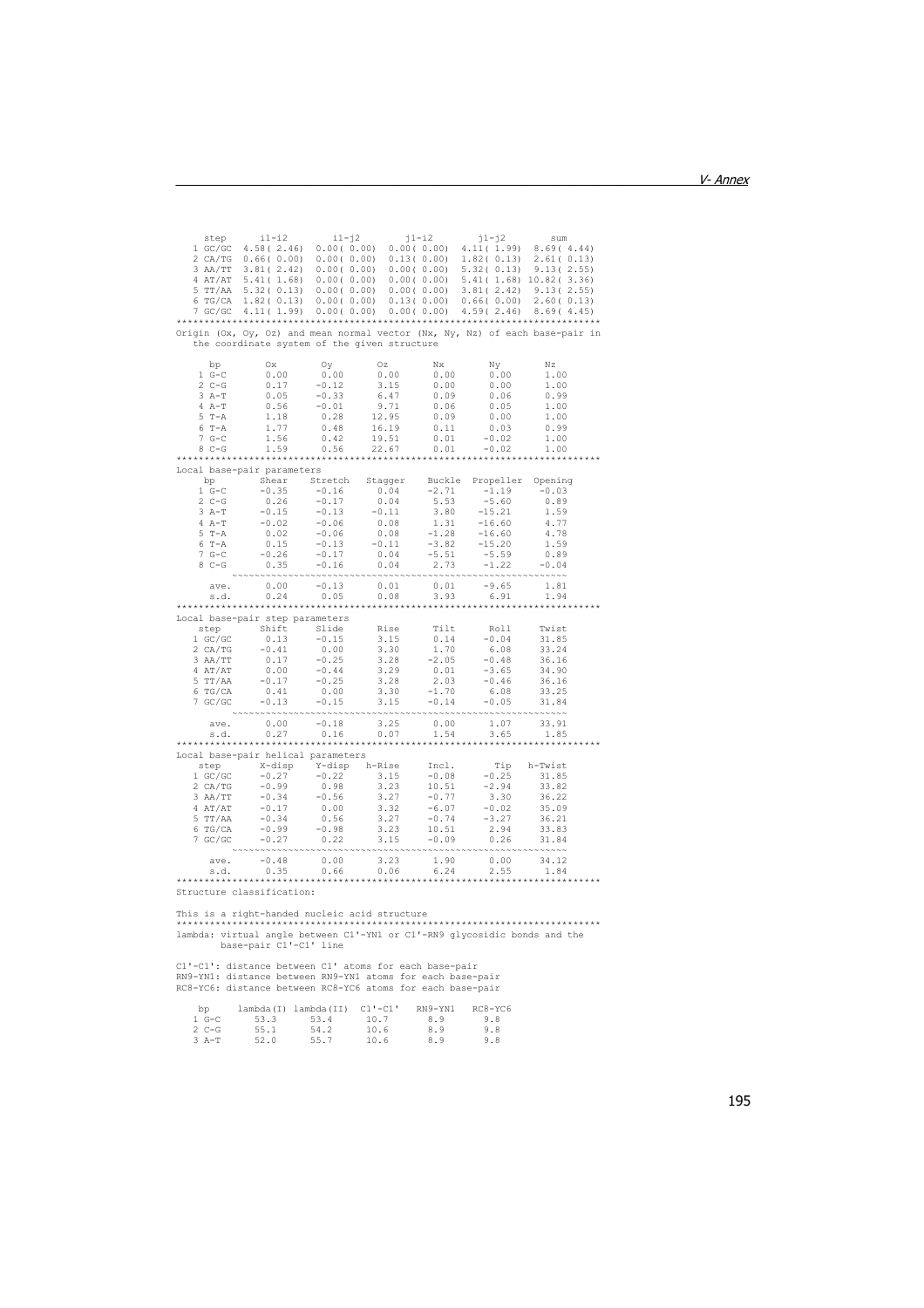```
     step      i1-i2        i1-j2        j1-i2        j1-j2        sum
   1 GC/GC  4.58( 2.46)  0.00( 0.00)  0.00( 0.00)  4.11( 1.99)  8.69( 4.44)
   2 CA/TG  0.66( 0.00)  0.00( 0.00)  0.13( 0.00)  1.82( 0.13)  2.61( 0.13)
   3 AA/TT  3.81( 2.42)  0.00( 0.00)  0.00( 0.00)  5.32( 0.13)  9.13( 2.55)
   4 AT/AT  5.41( 1.68)  0.00( 0.00)  0.00( 0.00)  5.41( 1.68) 10.82( 3.36)
   5 TT/AA  5.32( 0.13)  0.00( 0.00)  0.00( 0.00)  3.81( 2.42)  9.13( 2.55)
   6 TG/CA  1.82( 0.13)  0.00( 0.00)  0.13( 0.00)  0.66( 0.00)  2.60( 0.13)
   7 GC/GC  4.11( 1.99)  0.00( 0.00)  0.00( 0.00)  4.59( 2.46)  8.69( 4.45)
****************************************************************************
Origin (Ox, Oy, Oz) and mean normal vector (Nx, Ny, Nz) of each base-pair in
   the coordinate system of the given structure

      bp        Ox        Oy        Oz        Nx        Ny        Nz
    1 G-C      0.00      0.00      0.00      0.00      0.00      1.00
    2 C-G      0.17     -0.12      3.15      0.00      0.00      1.00
    3 A-T      0.05     -0.33      6.47      0.09      0.06      0.99
    4 A-T      0.56     -0.01      9.71      0.06      0.05      1.00
    5 T-A      1.18      0.28     12.95      0.09      0.00      1.00
    6 T-A      1.77      0.48     16.19      0.11      0.03      0.99
    7 G-C      1.56      0.42     19.51      0.01     -0.02      1.00
    8 C-G      1.59      0.56     22.67      0.01     -0.02      1.00
****************************************************************************
Local base-pair parameters
     bp        Shear    Stretch   Stagger    Buckle  Propeller  Opening
    1 G-C      -0.35     -0.16      0.04     -2.71     -1.19     -0.03
    2 C-G       0.26     -0.17      0.04      5.53     -5.60      0.89
    3 A-T      -0.15     -0.13     -0.11      3.80    -15.21      1.59
    4 A-T      -0.02     -0.06      0.08      1.31    -16.60      4.77
    5 T-A       0.02     -0.06      0.08     -1.28    -16.60      4.78
    6 T-A       0.15     -0.13     -0.11     -3.82    -15.20      1.59
    7 G-C      -0.26     -0.17      0.04     -5.51     -5.59      0.89
    8 C-G       0.35     -0.16      0.04      2.73     -1.22     -0.04
          ~~~~~~~~~~~~~~~~~~~~~~~~~~~~~~~~~~~~~~~~~~~~~~~~~~~~~~~~~~~~~~
      ave.      0.00     -0.13      0.01      0.01     -9.65      1.81
      s.d.      0.24      0.05      0.08      3.93      6.91      1.94
****************************************************************************
Local base-pair step parameters
    step       Shift     Slide      Rise      Tilt      Roll     Twist
   1 GC/GC      0.13     -0.15      3.15      0.14     -0.04     31.85
   2 CA/TG     -0.41      0.00      3.30      1.70      6.08     33.24
   3 AA/TT      0.17     -0.25      3.28     -2.05     -0.48     36.16
   4 AT/AT      0.00     -0.44      3.29      0.01     -3.65     34.90
   5 TT/AA     -0.17     -0.25      3.28      2.03     -0.46     36.16
   6 TG/CA      0.41      0.00      3.30     -1.70      6.08     33.25
   7 GC/GC     -0.13     -0.15      3.15     -0.14     -0.05     31.84
          ~~~~~~~~~~~~~~~~~~~~~~~~~~~~~~~~~~~~~~~~~~~~~~~~~~~~~~~~~~~~~~
      ave.      0.00     -0.18      3.25      0.00      1.07     33.91
      s.d.      0.27      0.16      0.07      1.54      3.65      1.85
****************************************************************************
Local base-pair helical parameters
    step       X-disp    Y-disp   h-Rise     Incl.       Tip   h-Twist
   1 GC/GC     -0.27     -0.22      3.15     -0.08     -0.25     31.85
   2 CA/TG     -0.99      0.98      3.23     10.51     -2.94     33.82
   3 AA/TT     -0.34     -0.56      3.27     -0.77      3.30     36.22
   4 AT/AT     -0.17      0.00      3.32     -6.07     -0.02     35.09
   5 TT/AA     -0.34      0.56      3.27     -0.74     -3.27     36.21
   6 TG/CA     -0.99     -0.98      3.23     10.51      2.94     33.83
   7 GC/GC     -0.27      0.22      3.15     -0.09      0.26     31.84
          ~~~~~~~~~~~~~~~~~~~~~~~~~~~~~~~~~~~~~~~~~~~~~~~~~~~~~~~~~~~~~~
      ave.     -0.48      0.00      3.23      1.90      0.00     34.12
      s.d.      0.35      0.66      0.06      6.24      2.55      1.84
****************************************************************************
Structure classification:

This is a right-handed nucleic acid structure
****************************************************************************
lambda: virtual angle between C1'-YN1 or C1'-RN9 glycosidic bonds and the
        base-pair C1'-C1' line

C1'-C1': distance between C1' atoms for each base-pair
RN9-YN1: distance between RN9-YN1 atoms for each base-pair
RC8-YC6: distance between RC8-YC6 atoms for each base-pair

    bp     lambda(I) lambda(II)  C1'-C1'   RN9-YN1   RC8-YC6
   1 G-C      53.3      53.4      10.7       8.9       9.8
   2 C-G      55.1      54.2      10.6       8.9       9.8
   3 A-T      52.0      55.7      10.6       8.9       9.8
```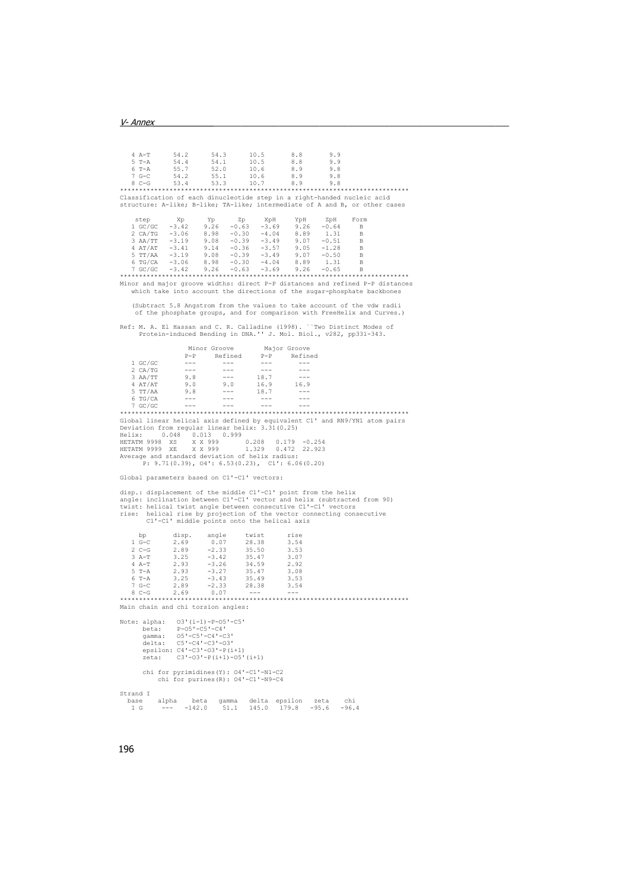```
   4 A-T      54.2      54.3      10.5       8.8       9.9
   5 T-A      54.4      54.1      10.5       8.8       9.9
   6 T-A      55.7      52.0      10.6       8.9       9.8
   7 G-C      54.2      55.1      10.6       8.9       9.8
   8 C-G      53.4      53.3      10.7       8.9       9.8
****************************************************************************
Classification of each dinucleotide step in a right-handed nucleic acid
structure: A-like; B-like; TA-like; intermediate of A and B, or other cases

    step       Xp      Yp      Zp     XpH     YpH     ZpH    Form
   1 GC/GC   -3.42    9.26   -0.63   -3.69    9.26   -0.64     B
   2 CA/TG   -3.06    8.98   -0.30   -4.04    8.89    1.31     B
   3 AA/TT   -3.19    9.08   -0.39   -3.49    9.07   -0.51     B
   4 AT/AT   -3.41    9.14   -0.36   -3.57    9.05   -1.28     B
   5 TT/AA   -3.19    9.08   -0.39   -3.49    9.07   -0.50     B
   6 TG/CA   -3.06    8.98   -0.30   -4.04    8.89    1.31     B
   7 GC/GC   -3.42    9.26   -0.63   -3.69    9.26   -0.65     B
****************************************************************************
Minor and major groove widths: direct P-P distances and refined P-P distances
   which take into account the directions of the sugar-phosphate backbones

   (Subtract 5.8 Angstrom from the values to take account of the vdw radii
    of the phosphate groups, and for comparison with FreeHelix and Curves.)

Ref: M. A. El Hassan and C. R. Calladine (1998). ``Two Distinct Modes of
     Protein-induced Bending in DNA.'' J. Mol. Biol., v282, pp331-343.

                  Minor Groove        Major Groove
                 P-P     Refined     P-P     Refined
   1 GC/GC       ---       ---       ---       ---
   2 CA/TG       ---       ---       ---       ---
   3 AA/TT       9.8       ---      18.7       ---
   4 AT/AT       9.0       9.0      16.9      16.9
   5 TT/AA       9.8       ---      18.7       ---
   6 TG/CA       ---       ---       ---       ---
   7 GC/GC       ---       ---       ---       ---
****************************************************************************
Global linear helical axis defined by equivalent C1' and RN9/YN1 atom pairs
Deviation from regular linear helix: 3.31(0.25)
Helix:     0.048   0.013   0.999
HETATM 9998  XS    X X 999       0.208   0.179  -0.254
HETATM 9999  XE    X X 999       1.329   0.472  22.923
Average and standard deviation of helix radius:
      P: 9.71(0.39), O4': 6.53(0.23),  C1': 6.06(0.20)

Global parameters based on C1'-C1' vectors:

disp.: displacement of the middle C1'-C1' point from the helix
angle: inclination between C1'-C1' vector and helix (subtracted from 90)
twist: helical twist angle between consecutive C1'-C1' vectors
rise:  helical rise by projection of the vector connecting consecutive
       C1'-C1' middle points onto the helical axis

     bp       disp.     angle     twist      rise
   1 G-C      2.69       0.07     28.38      3.54
   2 C-G      2.89      -2.33     35.50      3.53
   3 A-T      3.25      -3.42     35.47      3.07
   4 A-T      2.93      -3.26     34.59      2.92
   5 T-A      2.93      -3.27     35.47      3.08
   6 T-A      3.25      -3.43     35.49      3.53
   7 G-C      2.89      -2.33     28.38      3.54
   8 C-G      2.69       0.07      ---        ---
****************************************************************************
Main chain and chi torsion angles:

Note: alpha:   O3'(i-1)-P-O5'-C5'
      beta:    P-O5'-C5'-C4'
      gamma:   O5'-C5'-C4'-C3'
      delta:   C5'-C4'-C3'-O3'
      epsilon: C4'-C3'-O3'-P(i+1)
      zeta:    C3'-O3'-P(i+1)-O5'(i+1)

      chi for pyrimidines(Y): O4'-C1'-N1-C2
          chi for purines(R): O4'-C1'-N9-C4

Strand I
  base    alpha    beta   gamma   delta  epsilon   zeta    chi
   1 G     ---   -142.0    51.1   145.0   179.8   -95.6   -96.4
```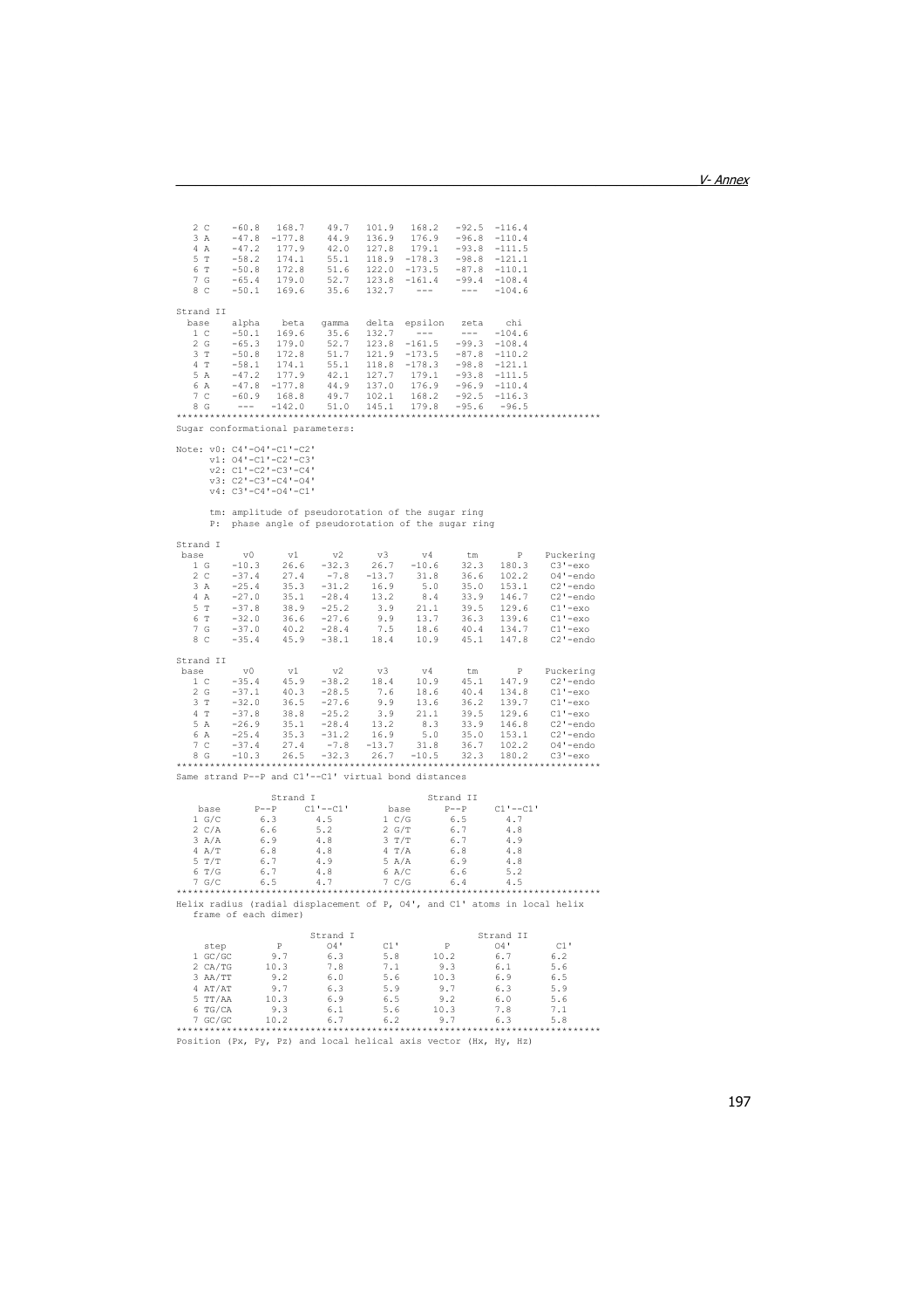| | alpha | beta | gamma | delta | epsilon | zeta | chi |
|---|---|---|---|---|---|---|---|
| 2 C | -60.8 | 168.7 | 49.7 | 101.9 | 168.2 | -92.5 | -116.4 |
| 3 A | -47.8 | -177.8 | 44.9 | 136.9 | 176.9 | -96.8 | -110.4 |
| 4 A | -47.2 | 177.9 | 42.0 | 127.8 | 179.1 | -93.8 | -111.5 |
| 5 T | -58.2 | 174.1 | 55.1 | 118.9 | -178.3 | -98.8 | -121.1 |
| 6 T | -50.8 | 172.8 | 51.6 | 122.0 | -173.5 | -87.8 | -110.1 |
| 7 G | -65.4 | 179.0 | 52.7 | 123.8 | -161.4 | -99.4 | -108.4 |
| 8 C | -50.1 | 169.6 | 35.6 | 132.7 | --- | --- | -104.6 |

Strand II

| base | alpha | beta | gamma | delta | epsilon | zeta | chi |
|---|---|---|---|---|---|---|---|
| 1 C | -50.1 | 169.6 | 35.6 | 132.7 | --- | --- | -104.6 |
| 2 G | -65.3 | 179.0 | 52.7 | 123.8 | -161.5 | -99.3 | -108.4 |
| 3 T | -50.8 | 172.8 | 51.7 | 121.9 | -173.5 | -87.8 | -110.2 |
| 4 T | -58.1 | 174.1 | 55.1 | 118.8 | -178.3 | -98.8 | -121.1 |
| 5 A | -47.2 | 177.9 | 42.1 | 127.7 | 179.1 | -93.8 | -111.5 |
| 6 A | -47.8 | -177.8 | 44.9 | 137.0 | 176.9 | -96.9 | -110.4 |
| 7 C | -60.9 | 168.8 | 49.7 | 102.1 | 168.2 | -92.5 | -116.3 |
| 8 G | --- | -142.0 | 51.0 | 145.1 | 179.8 | -95.6 | -96.5 |

****************************************************************************

Sugar conformational parameters:

Note: v0: C4'-O4'-C1'-C2'
v1: O4'-C1'-C2'-C3'
v2: C1'-C2'-C3'-C4'
v3: C2'-C3'-C4'-O4'
v4: C3'-C4'-O4'-C1'

tm: amplitude of pseudorotation of the sugar ring
P: phase angle of pseudorotation of the sugar ring

Strand I

| base | v0 | v1 | v2 | v3 | v4 | tm | P | Puckering |
|---|---|---|---|---|---|---|---|---|
| 1 G | -10.3 | 26.6 | -32.3 | 26.7 | -10.6 | 32.3 | 180.3 | C3'-exo |
| 2 C | -37.4 | 27.4 | -7.8 | -13.7 | 31.8 | 36.6 | 102.2 | O4'-endo |
| 3 A | -25.4 | 35.3 | -31.2 | 16.9 | 5.0 | 35.0 | 153.1 | C2'-endo |
| 4 A | -27.0 | 35.1 | -28.4 | 13.2 | 8.4 | 33.9 | 146.7 | C2'-endo |
| 5 T | -37.8 | 38.9 | -25.2 | 3.9 | 21.1 | 39.5 | 129.6 | C1'-exo |
| 6 T | -32.0 | 36.6 | -27.6 | 9.9 | 13.7 | 36.3 | 139.6 | C1'-exo |
| 7 G | -37.0 | 40.2 | -28.4 | 7.5 | 18.6 | 40.4 | 134.7 | C1'-exo |
| 8 C | -35.4 | 45.9 | -38.1 | 18.4 | 10.9 | 45.1 | 147.8 | C2'-endo |

Strand II

| base | v0 | v1 | v2 | v3 | v4 | tm | P | Puckering |
|---|---|---|---|---|---|---|---|---|
| 1 C | -35.4 | 45.9 | -38.2 | 18.4 | 10.9 | 45.1 | 147.9 | C2'-endo |
| 2 G | -37.1 | 40.3 | -28.5 | 7.6 | 18.6 | 40.4 | 134.8 | C1'-exo |
| 3 T | -32.0 | 36.5 | -27.6 | 9.9 | 13.6 | 36.2 | 139.7 | C1'-exo |
| 4 T | -37.8 | 38.8 | -25.2 | 3.9 | 21.1 | 39.5 | 129.6 | C1'-exo |
| 5 A | -26.9 | 35.1 | -28.4 | 13.2 | 8.3 | 33.9 | 146.8 | C2'-endo |
| 6 A | -25.4 | 35.3 | -31.2 | 16.9 | 5.0 | 35.0 | 153.1 | C2'-endo |
| 7 C | -37.4 | 27.4 | -7.8 | -13.7 | 31.8 | 36.7 | 102.2 | O4'-endo |
| 8 G | -10.3 | 26.5 | -32.3 | 26.7 | -10.5 | 32.3 | 180.2 | C3'-exo |

****************************************************************************

Same strand P--P and C1'--C1' virtual bond distances

| Strand I | | | Strand II | | |
|---|---|---|---|---|---|
| base | P--P | C1'--C1' | base | P--P | C1'--C1' |
| 1 G/C | 6.3 | 4.5 | 1 C/G | 6.5 | 4.7 |
| 2 C/A | 6.6 | 5.2 | 2 G/T | 6.7 | 4.8 |
| 3 A/A | 6.9 | 4.8 | 3 T/T | 6.7 | 4.9 |
| 4 A/T | 6.8 | 4.8 | 4 T/A | 6.8 | 4.8 |
| 5 T/T | 6.7 | 4.9 | 5 A/A | 6.9 | 4.8 |
| 6 T/G | 6.7 | 4.8 | 6 A/C | 6.6 | 5.2 |
| 7 G/C | 6.5 | 4.7 | 7 C/G | 6.4 | 4.5 |

****************************************************************************

Helix radius (radial displacement of P, O4', and C1' atoms in local helix frame of each dimer)

| | Strand I | | | Strand II | | |
|---|---|---|---|---|---|---|
| step | P | O4' | C1' | P | O4' | C1' |
| 1 GC/GC | 9.7 | 6.3 | 5.8 | 10.2 | 6.7 | 6.2 |
| 2 CA/TG | 10.3 | 7.8 | 7.1 | 9.3 | 6.1 | 5.6 |
| 3 AA/TT | 9.2 | 6.0 | 5.6 | 10.3 | 6.9 | 6.5 |
| 4 AT/AT | 9.7 | 6.3 | 5.9 | 9.7 | 6.3 | 5.9 |
| 5 TT/AA | 10.3 | 6.9 | 6.5 | 9.2 | 6.0 | 5.6 |
| 6 TG/CA | 9.3 | 6.1 | 5.6 | 10.3 | 7.8 | 7.1 |
| 7 GC/GC | 10.2 | 6.7 | 6.2 | 9.7 | 6.3 | 5.8 |

****************************************************************************

Position (Px, Py, Pz) and local helical axis vector (Hx, Hy, Hz)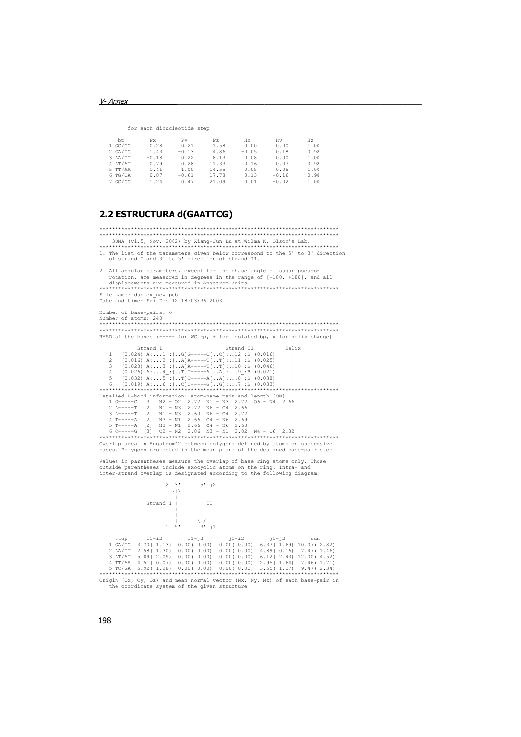```
        for each dinucleotide step

     bp          Px         Py         Pz         Hx         Hy         Hz
   1 GC/GC      0.28       0.21       1.58       0.00       0.00       1.00
   2 CA/TG      1.43      -0.13       4.86      -0.05       0.18       0.98
   3 AA/TT     -0.18       0.22       8.13       0.08       0.00       1.00
   4 AT/AT      0.79       0.28      11.33       0.16       0.07       0.98
   5 TT/AA      1.41       1.00      14.55       0.05       0.05       1.00
   6 TG/CA      0.87      -0.61      17.78       0.13      -0.16       0.98
   7 GC/GC      1.24       0.47      21.09       0.01      -0.02       1.00
```

## 2.2 ESTRUCTURA d(GAATTCG)

```
****************************************************************************
****************************************************************************
    3DNA (v1.5, Nov. 2002) by Xiang-Jun Lu at Wilma K. Olson's Lab.
****************************************************************************
1. The list of the parameters given below correspond to the 5' to 3' direction
   of strand I and 3' to 5' direction of strand II.

2. All angular parameters, except for the phase angle of sugar pseudo-
   rotation, are measured in degrees in the range of [-180, +180], and all
   displacements are measured in Angstrom units.
****************************************************************************
File name: duplex_new.pdb
Date and time: Fri Dec 12 18:03:36 2003

Number of base-pairs: 6
Number of atoms: 240
****************************************************************************
****************************************************************************
RMSD of the bases (----- for WC bp, + for isolated bp, x for helix change)

            Strand I                    Strand II          Helix
   1   (0.024) A:...1_:[..G]G-----C[..C]:..12_:B (0.016)     |
   2   (0.016) A:...2_:[..A]A-----T[..T]:..11_:B (0.025)     |
   3   (0.028) A:...3_:[..A]A-----T[..T]:..10_:B (0.046)     |
   4   (0.026) A:...4_:[..T]T-----A[..A]:...9_:B (0.021)     |
   5   (0.032) A:...5_:[..T]T-----A[..A]:...8_:B (0.038)     |
   6   (0.019) A:...6_:[..C]C-----G[..G]:...7_:B (0.033)     |
****************************************************************************
Detailed H-bond information: atom-name pair and length [ON]
   1 G-----C  [3]  N2 - O2  2.72  N1 - N3  2.72  O6 - N4  2.66
   2 A-----T  [2]  N1 - N3  2.72  N6 - O4  2.66
   3 A-----T  [2]  N1 - N3  2.60  N6 - O4  2.72
   4 T-----A  [2]  N3 - N1  2.66  O4 - N6  2.69
   5 T-----A  [2]  N3 - N1  2.66  O4 - N6  2.68
   6 C-----G  [3]  O2 - N2  2.86  N3 - N1  2.82  N4 - O6  2.82
****************************************************************************
Overlap area in Angstrom^2 between polygons defined by atoms on successive
bases. Polygons projected in the mean plane of the designed base-pair step.

Values in parentheses measure the overlap of base ring atoms only. Those
outside parentheses include exocyclic atoms on the ring. Intra- and
inter-strand overlap is designated according to the following diagram:

                    i2  3'      5' j2
                       /|\      |
                        |       |
               Strand I |       | II
                        |       |
                        |       |
                        |      \|/
                    i1  5'      3' j1

     step      i1-i2        i1-j2        j1-i2        j1-j2        sum
   1 GA/TC  3.70( 1.13)  0.00( 0.00)  0.00( 0.00)  6.37( 1.69) 10.07( 2.82)
   2 AA/TT  2.58( 1.30)  0.00( 0.00)  0.00( 0.00)  4.89( 0.16)  7.47( 1.46)
   3 AT/AT  5.89( 2.09)  0.00( 0.00)  0.00( 0.00)  6.12( 2.43) 12.00( 4.52)
   4 TT/AA  4.51( 0.07)  0.00( 0.00)  0.00( 0.00)  2.95( 1.64)  7.46( 1.71)
   5 TC/GA  5.92( 1.28)  0.00( 0.00)  0.00( 0.00)  3.55( 1.07)  9.47( 2.34)
****************************************************************************
Origin (Ox, Oy, Oz) and mean normal vector (Nx, Ny, Nz) of each base-pair in
   the coordinate system of the given structure
```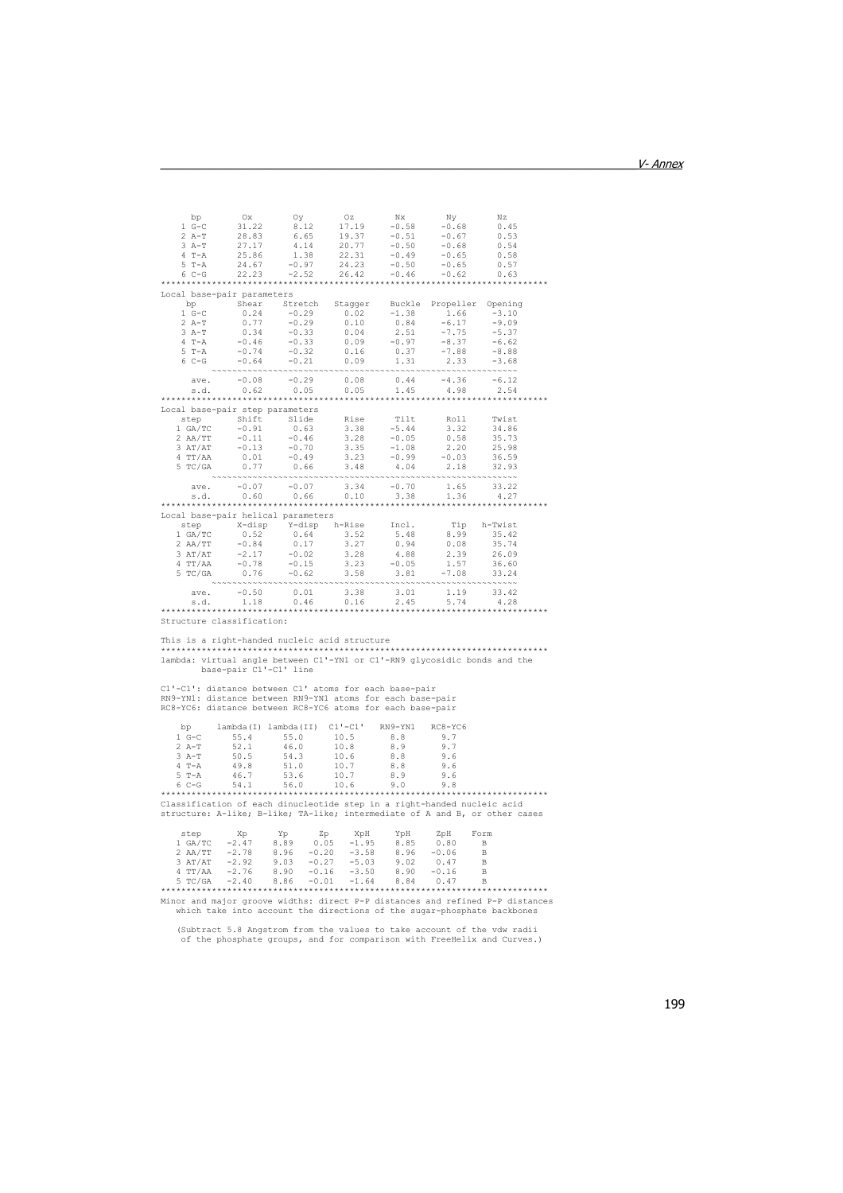```
     bp        Ox        Oy        Oz        Nx        Ny        Nz
    1 G-C     31.22      8.12     17.19     -0.58     -0.68      0.45
    2 A-T     28.83      6.65     19.37     -0.51     -0.67      0.53
    3 A-T     27.17      4.14     20.77     -0.50     -0.68      0.54
    4 T-A     25.86      1.38     22.31     -0.49     -0.65      0.58
    5 T-A     24.67     -0.97     24.23     -0.50     -0.65      0.57
    6 C-G     22.23     -2.52     26.42     -0.46     -0.62      0.63
****************************************************************************
Local base-pair parameters
     bp        Shear    Stretch   Stagger    Buckle  Propeller  Opening
    1 G-C       0.24     -0.29      0.02     -1.38      1.66     -3.10
    2 A-T       0.77     -0.29      0.10      0.84     -6.17     -9.09
    3 A-T       0.34     -0.33      0.04      2.51     -7.75     -5.37
    4 T-A      -0.46     -0.33      0.09     -0.97     -8.37     -6.62
    5 T-A      -0.74     -0.32      0.16      0.37     -7.88     -8.88
    6 C-G      -0.64     -0.21      0.09      1.31      2.33     -3.68
          ~~~~~~~~~~~~~~~~~~~~~~~~~~~~~~~~~~~~~~~~~~~~~~~~~~~~~~~~~~~~
        ave.   -0.08     -0.29      0.08      0.44     -4.36     -6.12
        s.d.    0.62      0.05      0.05      1.45      4.98      2.54
****************************************************************************
Local base-pair step parameters
    step       Shift     Slide      Rise      Tilt      Roll     Twist
   1 GA/TC     -0.91      0.63      3.38     -5.44      3.32     34.86
   2 AA/TT     -0.11     -0.46      3.28     -0.05      0.58     35.73
   3 AT/AT     -0.13     -0.70      3.35     -1.08      2.20     25.98
   4 TT/AA      0.01     -0.49      3.23     -0.99     -0.03     36.59
   5 TC/GA      0.77      0.66      3.48      4.04      2.18     32.93
          ~~~~~~~~~~~~~~~~~~~~~~~~~~~~~~~~~~~~~~~~~~~~~~~~~~~~~~~~~~~~
        ave.   -0.07     -0.07      3.34     -0.70      1.65     33.22
        s.d.    0.60      0.66      0.10      3.38      1.36      4.27
****************************************************************************
Local base-pair helical parameters
    step      X-disp    Y-disp   h-Rise     Incl.       Tip   h-Twist
   1 GA/TC      0.52      0.64      3.52      5.48      8.99     35.42
   2 AA/TT     -0.84      0.17      3.27      0.94      0.08     35.74
   3 AT/AT     -2.17     -0.02      3.28      4.88      2.39     26.09
   4 TT/AA     -0.78     -0.15      3.23     -0.05      1.57     36.60
   5 TC/GA      0.76     -0.62      3.58      3.81     -7.08     33.24
          ~~~~~~~~~~~~~~~~~~~~~~~~~~~~~~~~~~~~~~~~~~~~~~~~~~~~~~~~~~~~
        ave.   -0.50      0.01      3.38      3.01      1.19     33.42
        s.d.    1.18      0.46      0.16      2.45      5.74      4.28
****************************************************************************
Structure classification:

This is a right-handed nucleic acid structure
****************************************************************************
lambda: virtual angle between C1'-YN1 or C1'-RN9 glycosidic bonds and the
        base-pair C1'-C1' line

C1'-C1': distance between C1' atoms for each base-pair
RN9-YN1: distance between RN9-YN1 atoms for each base-pair
RC8-YC6: distance between RC8-YC6 atoms for each base-pair

    bp     lambda(I) lambda(II)  C1'-C1'   RN9-YN1   RC8-YC6
   1 G-C      55.4      55.0      10.5       8.8       9.7
   2 A-T      52.1      46.0      10.8       8.9       9.7
   3 A-T      50.5      54.3      10.6       8.8       9.6
   4 T-A      49.8      51.0      10.7       8.8       9.6
   5 T-A      46.7      53.6      10.7       8.9       9.6
   6 C-G      54.1      56.0      10.6       9.0       9.8
****************************************************************************
Classification of each dinucleotide step in a right-handed nucleic acid
structure: A-like; B-like; TA-like; intermediate of A and B, or other cases

    step       Xp      Yp      Zp     XpH     YpH     ZpH    Form
   1 GA/TC   -2.47    8.89    0.05   -1.95    8.85    0.80     B
   2 AA/TT   -2.78    8.96   -0.20   -3.58    8.96   -0.06     B
   3 AT/AT   -2.92    9.03   -0.27   -5.03    9.02    0.47     B
   4 TT/AA   -2.76    8.90   -0.16   -3.50    8.90   -0.16     B
   5 TC/GA   -2.40    8.86   -0.01   -1.64    8.84    0.47     B
****************************************************************************
Minor and major groove widths: direct P-P distances and refined P-P distances
   which take into account the directions of the sugar-phosphate backbones

   (Subtract 5.8 Angstrom from the values to take account of the vdw radii
    of the phosphate groups, and for comparison with FreeHelix and Curves.)
```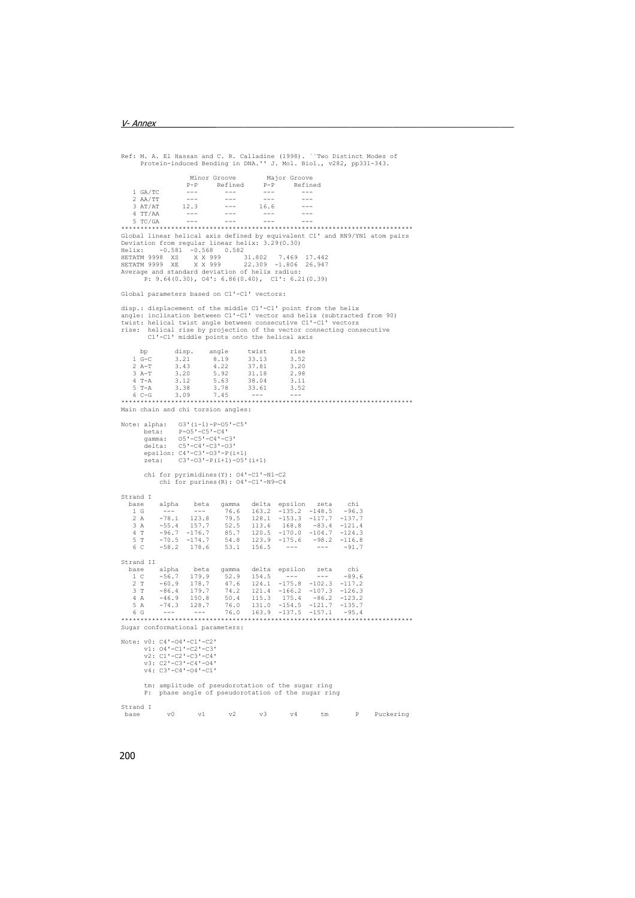```
Ref: M. A. El Hassan and C. R. Calladine (1998). ``Two Distinct Modes of
     Protein-induced Bending in DNA.'' J. Mol. Biol., v282, pp331-343.

               Minor Groove        Major Groove
              P-P     Refined     P-P     Refined
   1 GA/TC     ---       ---       ---      ---
   2 AA/TT     ---       ---       ---      ---
   3 AT/AT    12.3       ---      16.6      ---
   4 TT/AA     ---       ---       ---      ---
   5 TC/GA     ---       ---       ---      ---
****************************************************************************
Global linear helical axis defined by equivalent C1' and RN9/YN1 atom pairs
Deviation from regular linear helix: 3.29(0.30)
Helix:    -0.581  -0.568   0.582
HETATM 9998  XS    X X 999      31.802   7.469  17.442
HETATM 9999  XE    X X 999      22.309  -1.806  26.947
Average and standard deviation of helix radius:
      P: 9.64(0.30), O4': 6.86(0.40),  C1': 6.21(0.39)

Global parameters based on C1'-C1' vectors:

disp.: displacement of the middle C1'-C1' point from the helix
angle: inclination between C1'-C1' vector and helix (subtracted from 90)
twist: helical twist angle between consecutive C1'-C1' vectors
rise:  helical rise by projection of the vector connecting consecutive
       C1'-C1' middle points onto the helical axis

     bp       disp.    angle     twist      rise
   1 G-C      3.21      8.19     33.13      3.52
   2 A-T      3.43      4.22     37.81      3.20
   3 A-T      3.20      5.92     31.18      2.98
   4 T-A      3.12      5.63     38.04      3.11
   5 T-A      3.38      3.78     33.61      3.52
   6 C-G      3.09      7.45      ---        ---
****************************************************************************
Main chain and chi torsion angles:

Note: alpha:   O3'(i-1)-P-O5'-C5'
      beta:    P-O5'-C5'-C4'
      gamma:   O5'-C5'-C4'-C3'
      delta:   C5'-C4'-C3'-O3'
      epsilon: C4'-C3'-O3'-P(i+1)
      zeta:    C3'-O3'-P(i+1)-O5'(i+1)

      chi for pyrimidines(Y): O4'-C1'-N1-C2
          chi for purines(R): O4'-C1'-N9-C4

Strand I
  base    alpha    beta   gamma   delta  epsilon   zeta    chi
   1 G     ---      ---    76.6   163.2  -135.2  -148.5   -96.3
   2 A    -78.1   123.8    79.5   128.1  -153.3  -117.7  -137.7
   3 A    -55.4   157.7    52.5   113.6   168.8   -83.4  -121.4
   4 T    -96.7  -176.7    85.7   120.5  -170.0  -104.7  -124.3
   5 T    -70.5  -174.7    54.8   123.9  -175.6   -98.2  -116.8
   6 C    -58.2   178.6    53.1   156.5    ---      ---    -91.7

Strand II
  base    alpha    beta   gamma   delta  epsilon   zeta    chi
   1 C    -56.7   179.9    52.9   154.5    ---      ---    -89.6
   2 T    -60.9   178.7    47.6   124.1  -175.8  -102.3  -117.2
   3 T    -86.4   179.7    74.2   121.4  -166.2  -107.3  -126.3
   4 A    -46.9   150.8    50.4   115.3   175.4   -86.2  -123.2
   5 A    -74.3   128.7    76.0   131.0  -154.5  -121.7  -135.7
   6 G     ---      ---    76.0   163.9  -137.5  -157.1   -95.4
****************************************************************************
Sugar conformational parameters:

Note: v0: C4'-O4'-C1'-C2'
      v1: O4'-C1'-C2'-C3'
      v2: C1'-C2'-C3'-C4'
      v3: C2'-C3'-C4'-O4'
      v4: C3'-C4'-O4'-C1'

      tm: amplitude of pseudorotation of the sugar ring
      P:  phase angle of pseudorotation of the sugar ring

Strand I
 base       v0      v1      v2      v3      v4      tm       P    Puckering
```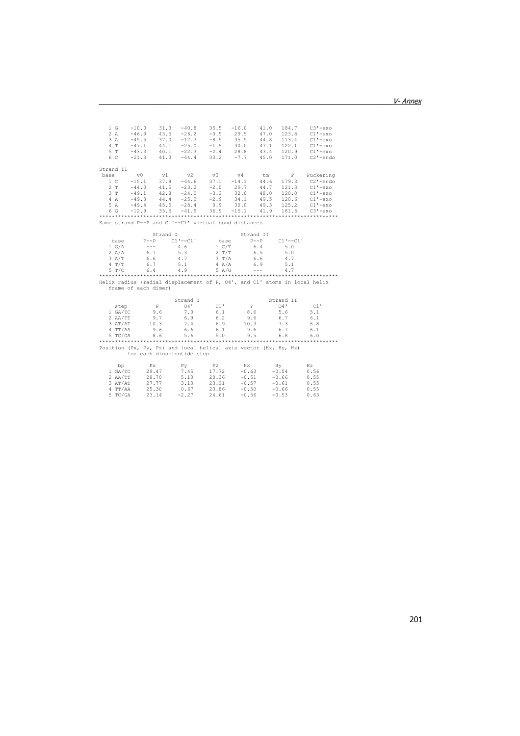```
   1 G    -10.0    31.3   -40.8    35.5   -16.0    41.0   184.7    C3'-exo
   2 A    -46.9    43.5   -26.2    -0.5    29.5    47.0   123.8    C1'-exo
   3 A    -45.5    37.0   -17.7    -8.5    35.5    44.8   113.4    C1'-exo
   4 T    -47.1    44.1   -25.0    -1.5    30.0    47.1   122.1    C1'-exo
   5 T    -43.3    40.1   -22.3    -2.4    28.8    43.4   120.9    C1'-exo
   6 C    -21.3    41.3   -44.4    33.2    -7.7    45.0   171.0    C2'-endo

Strand II
 base      v0      v1      v2      v3      v4      tm       P    Puckering
   1 C    -15.1    37.8   -44.6    37.1   -14.1    44.6   179.3    C2'-endo
   2 T    -44.3    41.5   -23.2    -2.0    29.7    44.7   121.3    C1'-exo
   3 T    -49.1    42.8   -24.0    -3.2    32.8    48.0   120.0    C1'-exo
   4 A    -49.8    44.4   -25.2    -2.9    34.1    49.5   120.6    C1'-exo
   5 A    -49.4    45.5   -28.4     0.9    30.0    49.3   125.2    C1'-exo
   6 G    -12.9    35.5   -41.9    36.9   -15.1    41.9   181.6    C3'-exo
****************************************************************************
Same strand P--P and C1'--C1' virtual bond distances

            Strand I                      Strand II
    base      P--P     C1'--C1'       base      P--P     C1'--C1'
   1 G/A       ---       4.6          1 C/T      6.4       5.0
   2 A/A       6.7       5.3          2 T/T      6.5       5.0
   3 A/T       6.6       4.7          3 T/A      6.6       4.7
   4 T/T       6.7       5.1          4 A/A      6.9       5.1
   5 T/C       6.4       4.9          5 A/G      ---       4.7
****************************************************************************
Helix radius (radial displacement of P, O4', and C1' atoms in local helix
   frame of each dimer)

                        Strand I                      Strand II
     step       P        O4'       C1'        P        O4'       C1'
   1 GA/TC     9.6       7.0       6.1       8.6       5.6       5.1
   2 AA/TT     9.7       6.9       6.2       9.6       6.7       6.1
   3 AT/AT    10.3       7.4       6.9      10.3       7.3       6.8
   4 TT/AA     9.6       6.6       6.1       9.6       6.7       6.1
   5 TC/GA     8.6       5.6       5.0       9.5       6.8       6.0
****************************************************************************
Position (Px, Py, Pz) and local helical axis vector (Hx, Hy, Hz)
         for each dinucleotide step

      bp        Px        Py        Pz        Hx        Hy        Hz
   1 GA/TC    29.47      7.45     17.72     -0.63     -0.54      0.56
   2 AA/TT    28.70      5.10     20.36     -0.51     -0.66      0.55
   3 AT/AT    27.77      3.10     23.21     -0.57     -0.61      0.55
   4 TT/AA    25.30      0.67     23.86     -0.50     -0.66      0.55
   5 TC/GA    23.14     -2.27     24.61     -0.56     -0.53      0.63
```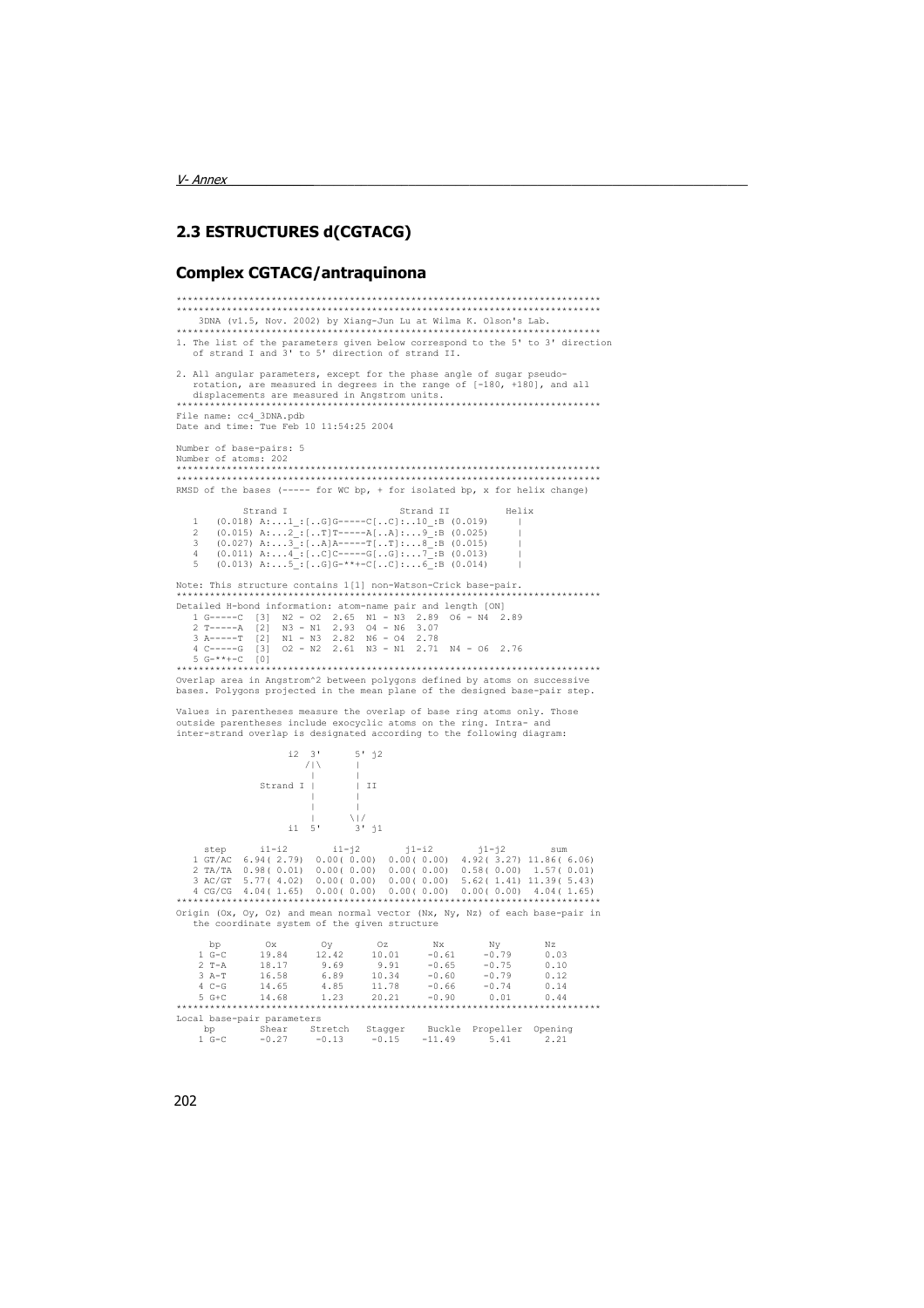## 2.3 ESTRUCTURES d(CGTACG)

### Complex CGTACG/antraquinona

```
****************************************************************************
****************************************************************************
    3DNA (v1.5, Nov. 2002) by Xiang-Jun Lu at Wilma K. Olson's Lab.
****************************************************************************
1. The list of the parameters given below correspond to the 5' to 3' direction
   of strand I and 3' to 5' direction of strand II.

2. All angular parameters, except for the phase angle of sugar pseudo-
   rotation, are measured in degrees in the range of [-180, +180], and all
   displacements are measured in Angstrom units.
****************************************************************************
File name: cc4_3DNA.pdb
Date and time: Tue Feb 10 11:54:25 2004

Number of base-pairs: 5
Number of atoms: 202
****************************************************************************
****************************************************************************
RMSD of the bases (----- for WC bp, + for isolated bp, x for helix change)

            Strand I                    Strand II          Helix
   1   (0.018) A:...1_:[..G]G-----C[..C]:..10_:B (0.019)     |
   2   (0.015) A:...2_:[..T]T-----A[..A]:...9_:B (0.025)     |
   3   (0.027) A:...3_:[..A]A-----T[..T]:...8_:B (0.015)     |
   4   (0.011) A:...4_:[..C]C-----G[..G]:...7_:B (0.013)     |
   5   (0.013) A:...5_:[..G]G-**+-C[..C]:...6_:B (0.014)     |

Note: This structure contains 1[1] non-Watson-Crick base-pair.
****************************************************************************
Detailed H-bond information: atom-name pair and length [ON]
   1 G-----C  [3]  N2 - O2  2.65  N1 - N3  2.89  O6 - N4  2.89
   2 T-----A  [2]  N3 - N1  2.93  O4 - N6  3.07
   3 A-----T  [2]  N1 - N3  2.82  N6 - O4  2.78
   4 C-----G  [3]  O2 - N2  2.61  N3 - N1  2.71  N4 - O6  2.76
   5 G-**+-C  [0]
****************************************************************************
Overlap area in Angstrom^2 between polygons defined by atoms on successive
bases. Polygons projected in the mean plane of the designed base-pair step.

Values in parentheses measure the overlap of base ring atoms only. Those
outside parentheses include exocyclic atoms on the ring. Intra- and
inter-strand overlap is designated according to the following diagram:

                    i2  3'      5' j2
                       /|\      |
                        |       |
               Strand I |       | II
                        |       |
                        |       |
                        |      \|/
                    i1  5'      3' j1

     step      i1-i2        i1-j2        j1-i2        j1-j2        sum
   1 GT/AC  6.94( 2.79)  0.00( 0.00)  0.00( 0.00)  4.92( 3.27) 11.86( 6.06)
   2 TA/TA  0.98( 0.01)  0.00( 0.00)  0.00( 0.00)  0.58( 0.00)  1.57( 0.01)
   3 AC/GT  5.77( 4.02)  0.00( 0.00)  0.00( 0.00)  5.62( 1.41) 11.39( 5.43)
   4 CG/CG  4.04( 1.65)  0.00( 0.00)  0.00( 0.00)  0.00( 0.00)  4.04( 1.65)
****************************************************************************
Origin (Ox, Oy, Oz) and mean normal vector (Nx, Ny, Nz) of each base-pair in
   the coordinate system of the given structure

      bp        Ox        Oy        Oz        Nx        Ny        Nz
     1 G-C     19.84     12.42     10.01     -0.61     -0.79      0.03
     2 T-A     18.17      9.69      9.91     -0.65     -0.75      0.10
     3 A-T     16.58      6.89     10.34     -0.60     -0.79      0.12
     4 C-G     14.65      4.85     11.78     -0.66     -0.74      0.14
     5 G+C     14.68      1.23     20.21     -0.90      0.01      0.44
****************************************************************************
Local base-pair parameters
     bp        Shear    Stretch   Stagger    Buckle  Propeller  Opening
    1 G-C      -0.27     -0.13     -0.15    -11.49      5.41      2.21
```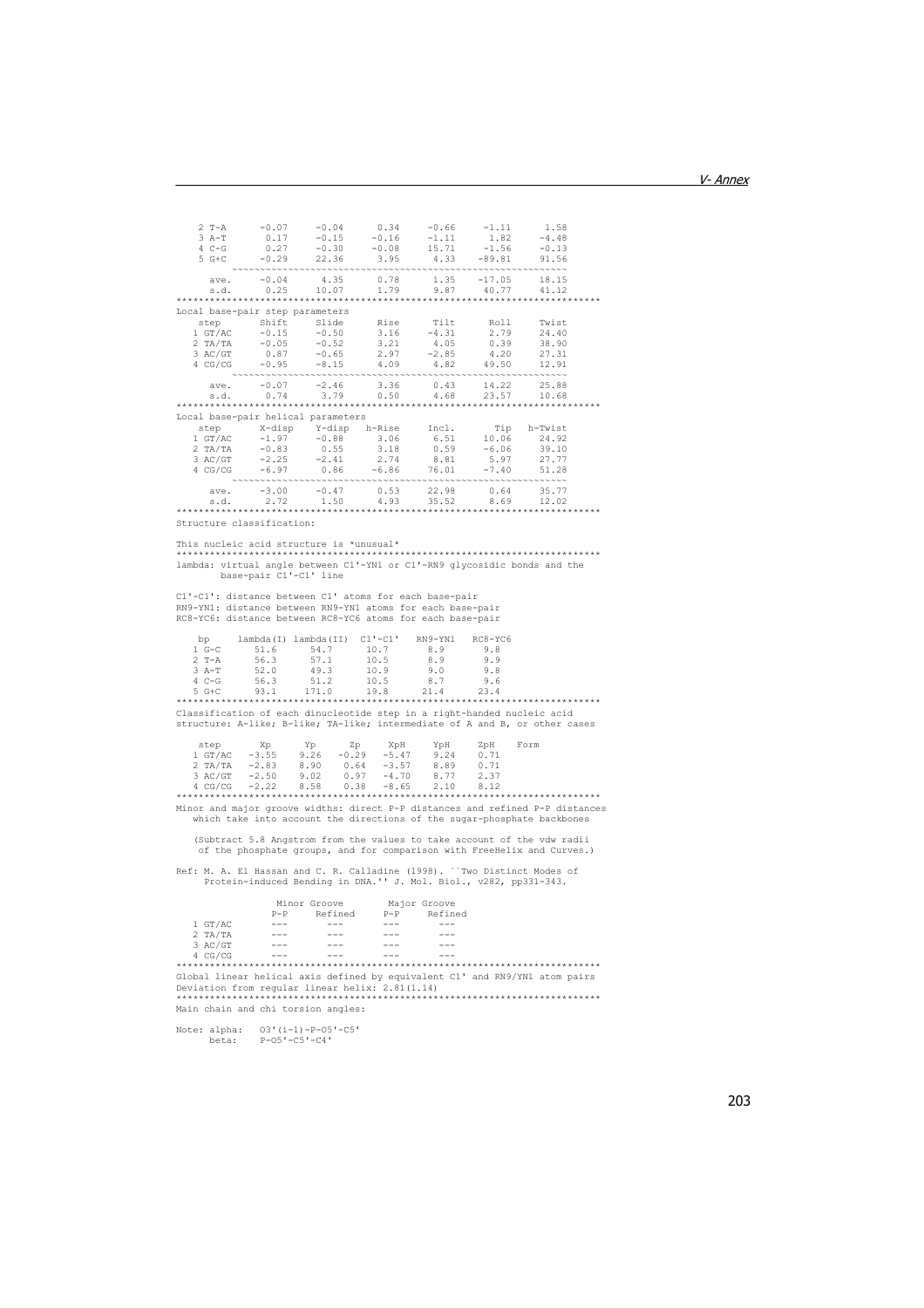```
    2 T-A      -0.07     -0.04      0.34     -0.66     -1.11      1.58
    3 A-T       0.17     -0.15     -0.16     -1.11      1.82     -4.48
    4 C-G       0.27     -0.30     -0.08     15.71     -1.56     -0.13
    5 G+C      -0.29     22.36      3.95      4.33    -89.81     91.56
          ~~~~~~~~~~~~~~~~~~~~~~~~~~~~~~~~~~~~~~~~~~~~~~~~~~~~~~~~~~~~~~
      ave.     -0.04      4.35      0.78      1.35    -17.05     18.15
      s.d.      0.25     10.07      1.79      9.87     40.77     41.12
****************************************************************************
Local base-pair step parameters
    step       Shift     Slide      Rise      Tilt      Roll     Twist
   1 GT/AC     -0.15     -0.50      3.16     -4.31      2.79     24.40
   2 TA/TA     -0.05     -0.52      3.21      4.05      0.39     38.90
   3 AC/GT      0.87     -0.65      2.97     -2.85      4.20     27.31
   4 CG/CG     -0.95     -8.15      4.09      4.82     49.50     12.91
          ~~~~~~~~~~~~~~~~~~~~~~~~~~~~~~~~~~~~~~~~~~~~~~~~~~~~~~~~~~~~~~
      ave.     -0.07     -2.46      3.36      0.43     14.22     25.88
      s.d.      0.74      3.79      0.50      4.68     23.57     10.68
****************************************************************************
Local base-pair helical parameters
    step       X-disp    Y-disp   h-Rise     Incl.       Tip   h-Twist
   1 GT/AC     -1.97     -0.88      3.06      6.51     10.06     24.92
   2 TA/TA     -0.83      0.55      3.18      0.59     -6.06     39.10
   3 AC/GT     -2.25     -2.41      2.74      8.81      5.97     27.77
   4 CG/CG     -6.97      0.86     -6.86     76.01     -7.40     51.28
          ~~~~~~~~~~~~~~~~~~~~~~~~~~~~~~~~~~~~~~~~~~~~~~~~~~~~~~~~~~~~~~
      ave.     -3.00     -0.47      0.53     22.98      0.64     35.77
      s.d.      2.72      1.50      4.93     35.52      8.69     12.02
****************************************************************************
Structure classification:

This nucleic acid structure is *unusual*
****************************************************************************
lambda: virtual angle between C1'-YN1 or C1'-RN9 glycosidic bonds and the
        base-pair C1'-C1' line

C1'-C1': distance between C1' atoms for each base-pair
RN9-YN1: distance between RN9-YN1 atoms for each base-pair
RC8-YC6: distance between RC8-YC6 atoms for each base-pair

    bp     lambda(I) lambda(II)  C1'-C1'   RN9-YN1   RC8-YC6
   1 G-C      51.6      54.7      10.7       8.9       9.8
   2 T-A      56.3      57.1      10.5       8.9       9.9
   3 A-T      52.0      49.3      10.9       9.0       9.8
   4 C-G      56.3      51.2      10.5       8.7       9.6
   5 G+C      93.1     171.0      19.8      21.4      23.4
****************************************************************************
Classification of each dinucleotide step in a right-handed nucleic acid
structure: A-like; B-like; TA-like; intermediate of A and B, or other cases

    step       Xp      Yp      Zp     XpH     YpH     ZpH    Form
   1 GT/AC   -3.55    9.26   -0.29   -5.47    9.24    0.71
   2 TA/TA   -2.83    8.90    0.64   -3.57    8.89    0.71
   3 AC/GT   -2.50    9.02    0.97   -4.70    8.77    2.37
   4 CG/CG   -2.22    8.58    0.38   -8.65    2.10    8.12
****************************************************************************
Minor and major groove widths: direct P-P distances and refined P-P distances
   which take into account the directions of the sugar-phosphate backbones

   (Subtract 5.8 Angstrom from the values to take account of the vdw radii
    of the phosphate groups, and for comparison with FreeHelix and Curves.)

Ref: M. A. El Hassan and C. R. Calladine (1998). ``Two Distinct Modes of
     Protein-induced Bending in DNA.'' J. Mol. Biol., v282, pp331-343.

                  Minor Groove        Major Groove
                 P-P     Refined     P-P     Refined
   1 GT/AC       ---       ---       ---       ---
   2 TA/TA       ---       ---       ---       ---
   3 AC/GT       ---       ---       ---       ---
   4 CG/CG       ---       ---       ---       ---
****************************************************************************
Global linear helical axis defined by equivalent C1' and RN9/YN1 atom pairs
Deviation from regular linear helix: 2.81(1.14)
****************************************************************************
Main chain and chi torsion angles:

Note: alpha:   O3'(i-1)-P-O5'-C5'
      beta:    P-O5'-C5'-C4'
```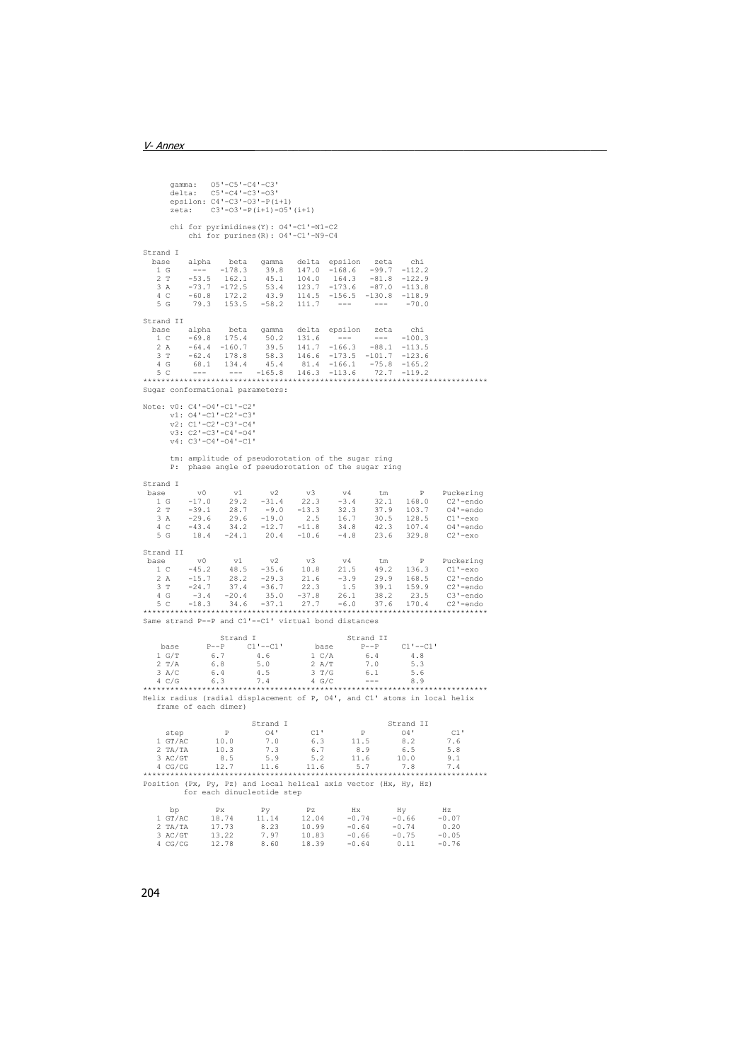```
      gamma:   O5'-C5'-C4'-C3'
      delta:   C5'-C4'-C3'-O3'
      epsilon: C4'-C3'-O3'-P(i+1)
      zeta:    C3'-O3'-P(i+1)-O5'(i+1)

      chi for pyrimidines(Y): O4'-C1'-N1-C2
          chi for purines(R): O4'-C1'-N9-C4

Strand I
  base    alpha    beta   gamma   delta  epsilon   zeta    chi
   1 G     ---   -178.3    39.8   147.0  -168.6   -99.7  -112.2
   2 T    -53.5   162.1    45.1   104.0   164.3   -81.8  -122.9
   3 A    -73.7  -172.5    53.4   123.7  -173.6   -87.0  -113.8
   4 C    -60.8   172.2    43.9   114.5  -156.5  -130.8  -118.9
   5 G     79.3   153.5   -58.2   111.7    ---     ---    -70.0

Strand II
  base    alpha    beta   gamma   delta  epsilon   zeta    chi
   1 C    -69.8   175.4    50.2   131.6    ---     ---   -100.3
   2 A    -64.4  -160.7    39.5   141.7  -166.3   -88.1  -113.5
   3 T    -62.4   178.8    58.3   146.6  -173.5  -101.7  -123.6
   4 G     68.1   134.4    45.4    81.4  -166.1   -75.8  -165.2
   5 C     ---     ---   -165.8   146.3  -113.6    72.7  -119.2
****************************************************************************
Sugar conformational parameters:

Note: v0: C4'-O4'-C1'-C2'
      v1: O4'-C1'-C2'-C3'
      v2: C1'-C2'-C3'-C4'
      v3: C2'-C3'-C4'-O4'
      v4: C3'-C4'-O4'-C1'

      tm: amplitude of pseudorotation of the sugar ring
      P:  phase angle of pseudorotation of the sugar ring

Strand I
 base       v0      v1      v2      v3      v4      tm       P    Puckering
   1 G    -17.0    29.2   -31.4    22.3    -3.4    32.1   168.0    C2'-endo
   2 T    -39.1    28.7    -9.0   -13.3    32.3    37.9   103.7    O4'-endo
   3 A    -29.6    29.6   -19.0     2.5    16.7    30.5   128.5    C1'-exo
   4 C    -43.4    34.2   -12.7   -11.8    34.8    42.3   107.4    O4'-endo
   5 G     18.4   -24.1    20.4   -10.6    -4.8    23.6   329.8    C2'-exo

Strand II
 base       v0      v1      v2      v3      v4      tm       P    Puckering
   1 C    -45.2    48.5   -35.6    10.8    21.5    49.2   136.3    C1'-exo
   2 A    -15.7    28.2   -29.3    21.6    -3.9    29.9   168.5    C2'-endo
   3 T    -24.7    37.4   -36.7    22.3     1.5    39.1   159.9    C2'-endo
   4 G     -3.4   -20.4    35.0   -37.8    26.1    38.2    23.5    C3'-endo
   5 C    -18.3    34.6   -37.1    27.7    -6.0    37.6   170.4    C2'-endo
****************************************************************************
Same strand P--P and C1'--C1' virtual bond distances

                 Strand I                    Strand II
    base      P--P     C1'--C1'       base      P--P     C1'--C1'
   1 G/T       6.7       4.6          1 C/A      6.4       4.8
   2 T/A       6.8       5.0          2 A/T      7.0       5.3
   3 A/C       6.4       4.5          3 T/G      6.1       5.6
   4 C/G       6.3       7.4          4 G/C      ---       8.9
****************************************************************************
Helix radius (radial displacement of P, O4', and C1' atoms in local helix
   frame of each dimer)

                        Strand I                      Strand II
     step         P        O4'       C1'        P        O4'        C1'
   1 GT/AC      10.0       7.0       6.3      11.5       8.2        7.6
   2 TA/TA      10.3       7.3       6.7       8.9       6.5        5.8
   3 AC/GT       8.5       5.9       5.2      11.6      10.0        9.1
   4 CG/CG      12.7      11.6      11.6       5.7       7.8        7.4
****************************************************************************
Position (Px, Py, Pz) and local helical axis vector (Hx, Hy, Hz)
         for each dinucleotide step

      bp        Px        Py        Pz        Hx        Hy        Hz
   1 GT/AC     18.74     11.14     12.04     -0.74     -0.66     -0.07
   2 TA/TA     17.73      8.23     10.99     -0.64     -0.74      0.20
   3 AC/GT     13.22      7.97     10.83     -0.66     -0.75     -0.05
   4 CG/CG     12.78      8.60     18.39     -0.64      0.11     -0.76
```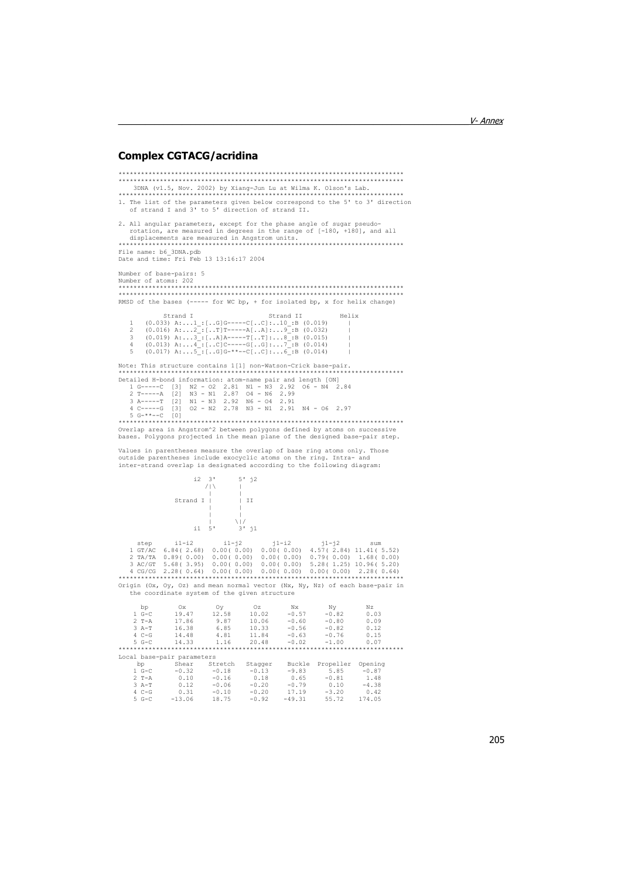## Complex CGTACG/acridina

```
****************************************************************************
****************************************************************************
    3DNA (v1.5, Nov. 2002) by Xiang-Jun Lu at Wilma K. Olson's Lab.
****************************************************************************
1. The list of the parameters given below correspond to the 5' to 3' direction
   of strand I and 3' to 5' direction of strand II.

2. All angular parameters, except for the phase angle of sugar pseudo-
   rotation, are measured in degrees in the range of [-180, +180], and all
   displacements are measured in Angstrom units.
****************************************************************************
File name: b6_3DNA.pdb
Date and time: Fri Feb 13 13:16:17 2004

Number of base-pairs: 5
Number of atoms: 202
****************************************************************************
****************************************************************************
RMSD of the bases (----- for WC bp, + for isolated bp, x for helix change)

          Strand I                    Strand II          Helix
   1   (0.033) A:...1_:[..G]G-----C[..C]:..10_:B (0.019)     |
   2   (0.016) A:...2_:[..T]T-----A[..A]:...9_:B (0.032)     |
   3   (0.019) A:...3_:[..A]A-----T[..T]:...8_:B (0.015)     |
   4   (0.013) A:...4_:[..C]C-----G[..G]:...7_:B (0.014)     |
   5   (0.017) A:...5_:[..G]G-**--C[..C]:...6_:B (0.014)     |

Note: This structure contains 1[1] non-Watson-Crick base-pair.
****************************************************************************
Detailed H-bond information: atom-name pair and length [ON]
   1 G-----C  [3]  N2 - O2  2.81  N1 - N3  2.92  O6 - N4  2.84
   2 T-----A  [2]  N3 - N1  2.87  O4 - N6  2.99
   3 A-----T  [2]  N1 - N3  2.92  N6 - O4  2.91
   4 C-----G  [3]  O2 - N2  2.78  N3 - N1  2.91  N4 - O6  2.97
   5 G-**--C  [0]
****************************************************************************
Overlap area in Angstrom^2 between polygons defined by atoms on successive
bases. Polygons projected in the mean plane of the designed base-pair step.

Values in parentheses measure the overlap of base ring atoms only. Those
outside parentheses include exocyclic atoms on the ring. Intra- and
inter-strand overlap is designated according to the following diagram:

                    i2  3'      5' j2
                       /|\      |
                        |       |
               Strand I |       | II
                        |       |
                        |       |
                        |      \|/
                    i1  5'      3' j1

     step      i1-i2        i1-j2        j1-i2        j1-j2        sum
   1 GT/AC  6.84( 2.68)  0.00( 0.00)  0.00( 0.00)  4.57( 2.84) 11.41( 5.52)
   2 TA/TA  0.89( 0.00)  0.00( 0.00)  0.00( 0.00)  0.79( 0.00)  1.68( 0.00)
   3 AC/GT  5.68( 3.95)  0.00( 0.00)  0.00( 0.00)  5.28( 1.25) 10.96( 5.20)
   4 CG/CG  2.28( 0.64)  0.00( 0.00)  0.00( 0.00)  0.00( 0.00)  2.28( 0.64)
****************************************************************************
Origin (Ox, Oy, Oz) and mean normal vector (Nx, Ny, Nz) of each base-pair in
   the coordinate system of the given structure

      bp        Ox        Oy        Oz        Nx        Ny        Nz
    1 G-C     19.47     12.58     10.02     -0.57     -0.82      0.03
    2 T-A     17.86      9.87     10.06     -0.60     -0.80      0.09
    3 A-T     16.38      6.85     10.33     -0.56     -0.82      0.12
    4 C-G     14.48      4.81     11.84     -0.63     -0.76      0.15
    5 G-C     14.33      1.16     20.48     -0.02     -1.00      0.07
****************************************************************************
Local base-pair parameters
     bp        Shear    Stretch   Stagger    Buckle  Propeller  Opening
    1 G-C      -0.32     -0.18     -0.13     -9.83      5.85     -0.87
    2 T-A       0.10     -0.16      0.18      0.65     -0.81      1.48
    3 A-T       0.12     -0.06     -0.20     -0.79      0.10     -4.38
    4 C-G       0.31     -0.10     -0.20     17.19     -3.20      0.42
    5 G-C     -13.06     18.75     -0.92    -49.31     55.72    174.05
```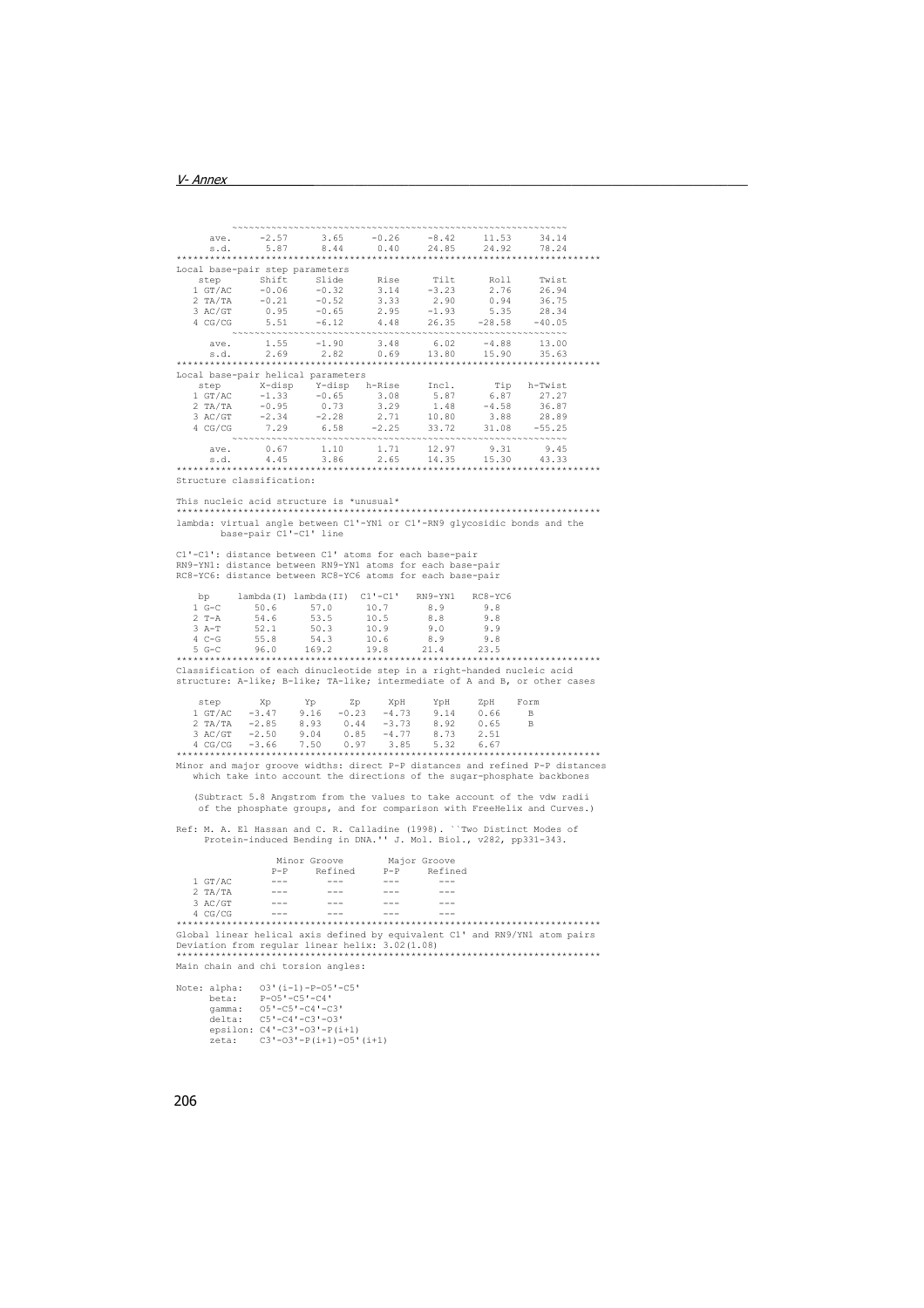```
      ~~~~~~~~~~~~~~~~~~~~~~~~~~~~~~~~~~~~~~~~~~~~~~~~~~~~~~~~~~~~
      ave.     -2.57      3.65     -0.26     -8.42     11.53     34.14
      s.d.      5.87      8.44      0.40     24.85     24.92     78.24
****************************************************************************
Local base-pair step parameters
    step       Shift     Slide      Rise      Tilt      Roll     Twist
   1 GT/AC     -0.06     -0.32      3.14     -3.23      2.76     26.94
   2 TA/TA     -0.21     -0.52      3.33      2.90      0.94     36.75
   3 AC/GT      0.95     -0.65      2.95     -1.93      5.35     28.34
   4 CG/CG      5.51     -6.12      4.48     26.35    -28.58    -40.05
      ~~~~~~~~~~~~~~~~~~~~~~~~~~~~~~~~~~~~~~~~~~~~~~~~~~~~~~~~~~~~
      ave.      1.55     -1.90      3.48      6.02     -4.88     13.00
      s.d.      2.69      2.82      0.69     13.80     15.90     35.63
****************************************************************************
Local base-pair helical parameters
    step       X-disp    Y-disp   h-Rise     Incl.       Tip   h-Twist
   1 GT/AC     -1.33     -0.65      3.08      5.87      6.87     27.27
   2 TA/TA     -0.95      0.73      3.29      1.48     -4.58     36.87
   3 AC/GT     -2.34     -2.28      2.71     10.80      3.88     28.89
   4 CG/CG      7.29      6.58     -2.25     33.72     31.08    -55.25
      ~~~~~~~~~~~~~~~~~~~~~~~~~~~~~~~~~~~~~~~~~~~~~~~~~~~~~~~~~~~~
      ave.      0.67      1.10      1.71     12.97      9.31      9.45
      s.d.      4.45      3.86      2.65     14.35     15.30     43.33
****************************************************************************
Structure classification:

This nucleic acid structure is *unusual*
****************************************************************************
lambda: virtual angle between C1'-YN1 or C1'-RN9 glycosidic bonds and the
        base-pair C1'-C1' line

C1'-C1': distance between C1' atoms for each base-pair
RN9-YN1: distance between RN9-YN1 atoms for each base-pair
RC8-YC6: distance between RC8-YC6 atoms for each base-pair

    bp     lambda(I) lambda(II)  C1'-C1'   RN9-YN1   RC8-YC6
   1 G-C      50.6      57.0      10.7       8.9       9.8
   2 T-A      54.6      53.5      10.5       8.8       9.8
   3 A-T      52.1      50.3      10.9       9.0       9.9
   4 C-G      55.8      54.3      10.6       8.9       9.8
   5 G-C      96.0     169.2      19.8      21.4      23.5
****************************************************************************
Classification of each dinucleotide step in a right-handed nucleic acid
structure: A-like; B-like; TA-like; intermediate of A and B, or other cases

    step       Xp      Yp      Zp     XpH     YpH     ZpH    Form
   1 GT/AC   -3.47    9.16   -0.23   -4.73    9.14    0.66     B
   2 TA/TA   -2.85    8.93    0.44   -3.73    8.92    0.65     B
   3 AC/GT   -2.50    9.04    0.85   -4.77    8.73    2.51
   4 CG/CG   -3.66    7.50    0.97    3.85    5.32    6.67
****************************************************************************
Minor and major groove widths: direct P-P distances and refined P-P distances
   which take into account the directions of the sugar-phosphate backbones

   (Subtract 5.8 Angstrom from the values to take account of the vdw radii
    of the phosphate groups, and for comparison with FreeHelix and Curves.)

Ref: M. A. El Hassan and C. R. Calladine (1998). ``Two Distinct Modes of
     Protein-induced Bending in DNA.'' J. Mol. Biol., v282, pp331-343.

                  Minor Groove        Major Groove
                 P-P     Refined     P-P     Refined
   1 GT/AC       ---       ---       ---       ---
   2 TA/TA       ---       ---       ---       ---
   3 AC/GT       ---       ---       ---       ---
   4 CG/CG       ---       ---       ---       ---
****************************************************************************
Global linear helical axis defined by equivalent C1' and RN9/YN1 atom pairs
Deviation from regular linear helix: 3.02(1.08)
****************************************************************************
Main chain and chi torsion angles:

Note: alpha:   O3'(i-1)-P-O5'-C5'
      beta:    P-O5'-C5'-C4'
      gamma:   O5'-C5'-C4'-C3'
      delta:   C5'-C4'-C3'-O3'
      epsilon: C4'-C3'-O3'-P(i+1)
      zeta:    C3'-O3'-P(i+1)-O5'(i+1)
```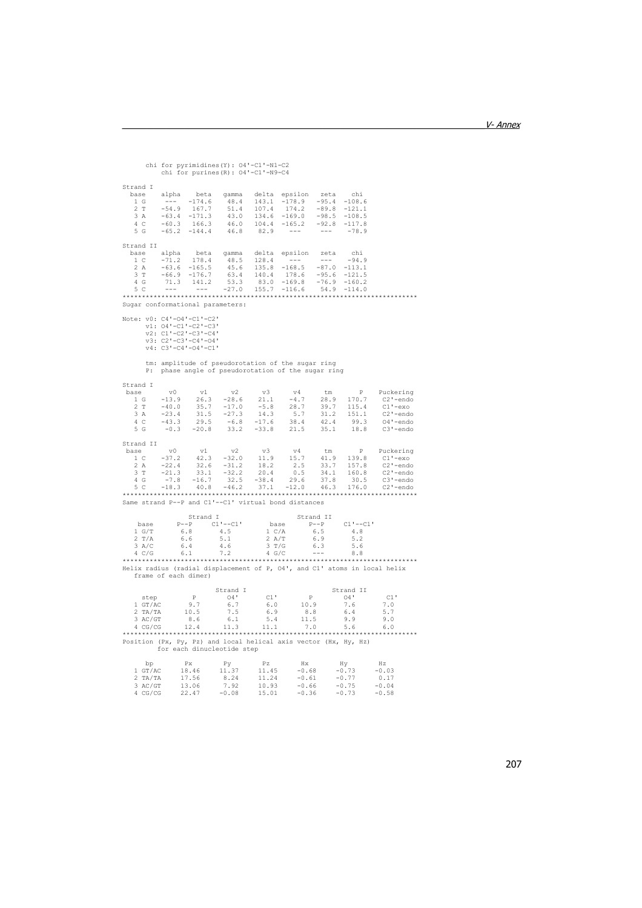```
      chi for pyrimidines(Y): O4'-C1'-N1-C2
          chi for purines(R): O4'-C1'-N9-C4

Strand I
  base    alpha    beta   gamma   delta  epsilon   zeta    chi
   1 G     ---   -174.6    48.4   143.1  -178.9   -95.4  -108.6
   2 T    -54.9   167.7    51.4   107.4   174.2   -89.8  -121.1
   3 A    -63.4  -171.3    43.0   134.6  -169.0   -98.5  -108.5
   4 C    -60.3   166.3    46.0   104.4  -165.2   -92.8  -117.8
   5 G    -65.2  -144.4    46.8    82.9    ---     ---    -78.9

Strand II
  base    alpha    beta   gamma   delta  epsilon   zeta    chi
   1 C    -71.2   178.4    48.5   128.4    ---     ---    -94.9
   2 A    -63.6  -165.5    45.6   135.8  -168.5   -87.0  -113.1
   3 T    -66.9  -176.7    63.4   140.4   178.6   -95.6  -121.5
   4 G     71.3   141.2    53.3    83.0  -169.8   -76.9  -160.2
   5 C     ---     ---    -27.0   155.7  -116.6    54.9  -114.0
****************************************************************************
Sugar conformational parameters:

Note: v0: C4'-O4'-C1'-C2'
      v1: O4'-C1'-C2'-C3'
      v2: C1'-C2'-C3'-C4'
      v3: C2'-C3'-C4'-O4'
      v4: C3'-C4'-O4'-C1'

      tm: amplitude of pseudorotation of the sugar ring
      P:  phase angle of pseudorotation of the sugar ring

Strand I
 base       v0      v1      v2      v3      v4      tm       P    Puckering
   1 G    -13.9    26.3   -28.6    21.1    -4.7    28.9   170.7    C2'-endo
   2 T    -40.0    35.7   -17.0    -5.8    28.7    39.7   115.4    C1'-exo
   3 A    -23.4    31.5   -27.3    14.3     5.7    31.2   151.1    C2'-endo
   4 C    -43.3    29.5    -6.8   -17.6    38.4    42.4    99.3    O4'-endo
   5 G     -0.3   -20.8    33.2   -33.8    21.5    35.1    18.8    C3'-endo

Strand II
 base       v0      v1      v2      v3      v4      tm       P    Puckering
   1 C    -37.2    42.3   -32.0    11.9    15.7    41.9   139.8    C1'-exo
   2 A    -22.4    32.6   -31.2    18.2     2.5    33.7   157.8    C2'-endo
   3 T    -21.3    33.1   -32.2    20.4     0.5    34.1   160.8    C2'-endo
   4 G     -7.8   -16.7    32.5   -38.4    29.6    37.8    30.5    C3'-endo
   5 C    -18.3    40.8   -46.2    37.1   -12.0    46.3   176.0    C2'-endo
****************************************************************************
Same strand P--P and C1'--C1' virtual bond distances

                 Strand I                          Strand II
    base      P--P     C1'--C1'       base      P--P     C1'--C1'
   1 G/T       6.8       4.5          1 C/A       6.5       4.8
   2 T/A       6.6       5.1          2 A/T       6.9       5.2
   3 A/C       6.4       4.6          3 T/G       6.3       5.6
   4 C/G       6.1       7.2          4 G/C       ---       8.8
****************************************************************************
Helix radius (radial displacement of P, O4', and C1' atoms in local helix
   frame of each dimer)

                        Strand I                      Strand II
     step          P        O4'       C1'        P        O4'       C1'
   1 GT/AC       9.7       6.7       6.0      10.9       7.6       7.0
   2 TA/TA      10.5       7.5       6.9       8.8       6.4       5.7
   3 AC/GT       8.6       6.1       5.4      11.5       9.9       9.0
   4 CG/CG      12.4      11.3      11.1       7.0       5.6       6.0
****************************************************************************
Position (Px, Py, Pz) and local helical axis vector (Hx, Hy, Hz)
         for each dinucleotide step

      bp        Px        Py        Pz        Hx        Hy        Hz
   1 GT/AC     18.46     11.37     11.45     -0.68     -0.73     -0.03
   2 TA/TA     17.56      8.24     11.24     -0.61     -0.77      0.17
   3 AC/GT     13.06      7.92     10.93     -0.66     -0.75     -0.04
   4 CG/CG     22.47     -0.08     15.01     -0.36     -0.73     -0.58
```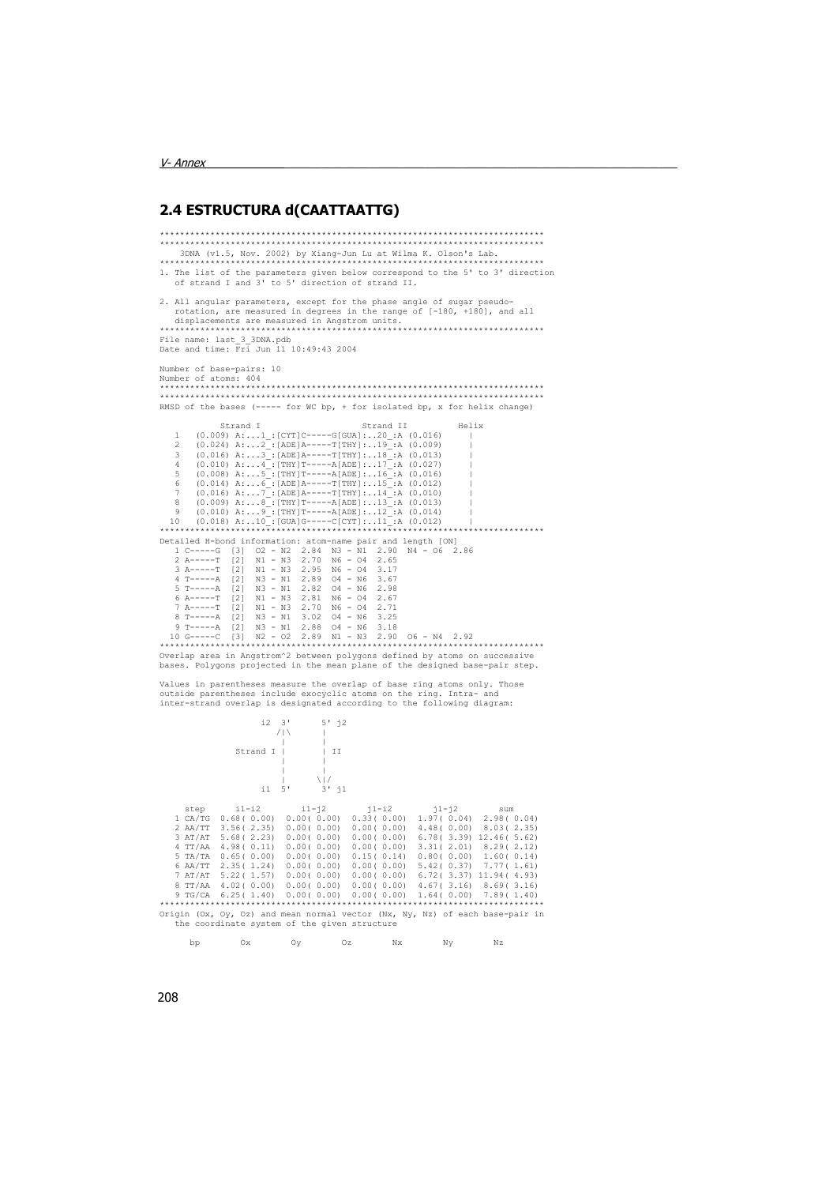## 2.4 ESTRUCTURA d(CAATTAATTG)

```
****************************************************************************
****************************************************************************
    3DNA (v1.5, Nov. 2002) by Xiang-Jun Lu at Wilma K. Olson's Lab.
****************************************************************************
1. The list of the parameters given below correspond to the 5' to 3' direction
   of strand I and 3' to 5' direction of strand II.

2. All angular parameters, except for the phase angle of sugar pseudo-
   rotation, are measured in degrees in the range of [-180, +180], and all
   displacements are measured in Angstrom units.
****************************************************************************
File name: last_3_3DNA.pdb
Date and time: Fri Jun 11 10:49:43 2004

Number of base-pairs: 10
Number of atoms: 404
****************************************************************************
****************************************************************************
RMSD of the bases (----- for WC bp, + for isolated bp, x for helix change)

            Strand I                    Strand II          Helix
   1   (0.009) A:...1_:[CYT]C-----G[GUA]:..20_:A (0.016)     |
   2   (0.024) A:...2_:[ADE]A-----T[THY]:..19_:A (0.009)     |
   3   (0.016) A:...3_:[ADE]A-----T[THY]:..18_:A (0.013)     |
   4   (0.010) A:...4_:[THY]T-----A[ADE]:..17_:A (0.027)     |
   5   (0.008) A:...5_:[THY]T-----A[ADE]:..16_:A (0.016)     |
   6   (0.014) A:...6_:[ADE]A-----T[THY]:..15_:A (0.012)     |
   7   (0.016) A:...7_:[ADE]A-----T[THY]:..14_:A (0.010)     |
   8   (0.009) A:...8_:[THY]T-----A[ADE]:..13_:A (0.013)     |
   9   (0.010) A:...9_:[THY]T-----A[ADE]:..12_:A (0.014)     |
  10   (0.018) A:..10_:[GUA]G-----C[CYT]:..11_:A (0.012)     |
****************************************************************************
Detailed H-bond information: atom-name pair and length [ON]
   1 C-----G  [3]  O2 - N2  2.84  N3 - N1  2.90  N4 - O6  2.86
   2 A-----T  [2]  N1 - N3  2.70  N6 - O4  2.65
   3 A-----T  [2]  N1 - N3  2.95  N6 - O4  3.17
   4 T-----A  [2]  N3 - N1  2.89  O4 - N6  3.67
   5 T-----A  [2]  N3 - N1  2.82  O4 - N6  2.98
   6 A-----T  [2]  N1 - N3  2.81  N6 - O4  2.67
   7 A-----T  [2]  N1 - N3  2.70  N6 - O4  2.71
   8 T-----A  [2]  N3 - N1  3.02  O4 - N6  3.25
   9 T-----A  [2]  N3 - N1  2.88  O4 - N6  3.18
  10 G-----C  [3]  N2 - O2  2.89  N1 - N3  2.90  O6 - N4  2.92
****************************************************************************
Overlap area in Angstrom^2 between polygons defined by atoms on successive
bases. Polygons projected in the mean plane of the designed base-pair step.

Values in parentheses measure the overlap of base ring atoms only. Those
outside parentheses include exocyclic atoms on the ring. Intra- and
inter-strand overlap is designated according to the following diagram:

                    i2  3'      5' j2
                       /|\      |
                        |       |
               Strand I |       | II
                        |       |
                        |       |
                        |      \|/
                    i1  5'      3' j1

     step      i1-i2        i1-j2        j1-i2        j1-j2        sum
   1 CA/TG  0.68( 0.00)  0.00( 0.00)  0.33( 0.00)  1.97( 0.04)  2.98( 0.04)
   2 AA/TT  3.56( 2.35)  0.00( 0.00)  0.00( 0.00)  4.48( 0.00)  8.03( 2.35)
   3 AT/AT  5.68( 2.23)  0.00( 0.00)  0.00( 0.00)  6.78( 3.39) 12.46( 5.62)
   4 TT/AA  4.98( 0.11)  0.00( 0.00)  0.00( 0.00)  3.31( 2.01)  8.29( 2.12)
   5 TA/TA  0.65( 0.00)  0.00( 0.00)  0.15( 0.14)  0.80( 0.00)  1.60( 0.14)
   6 AA/TT  2.35( 1.24)  0.00( 0.00)  0.00( 0.00)  5.42( 0.37)  7.77( 1.61)
   7 AT/AT  5.22( 1.57)  0.00( 0.00)  0.00( 0.00)  6.72( 3.37) 11.94( 4.93)
   8 TT/AA  4.02( 0.00)  0.00( 0.00)  0.00( 0.00)  4.67( 3.16)  8.69( 3.16)
   9 TG/CA  6.25( 1.40)  0.00( 0.00)  0.00( 0.00)  1.64( 0.00)  7.89( 1.40)
****************************************************************************
Origin (Ox, Oy, Oz) and mean normal vector (Nx, Ny, Nz) of each base-pair in
   the coordinate system of the given structure

      bp        Ox        Oy        Oz        Nx        Ny        Nz
```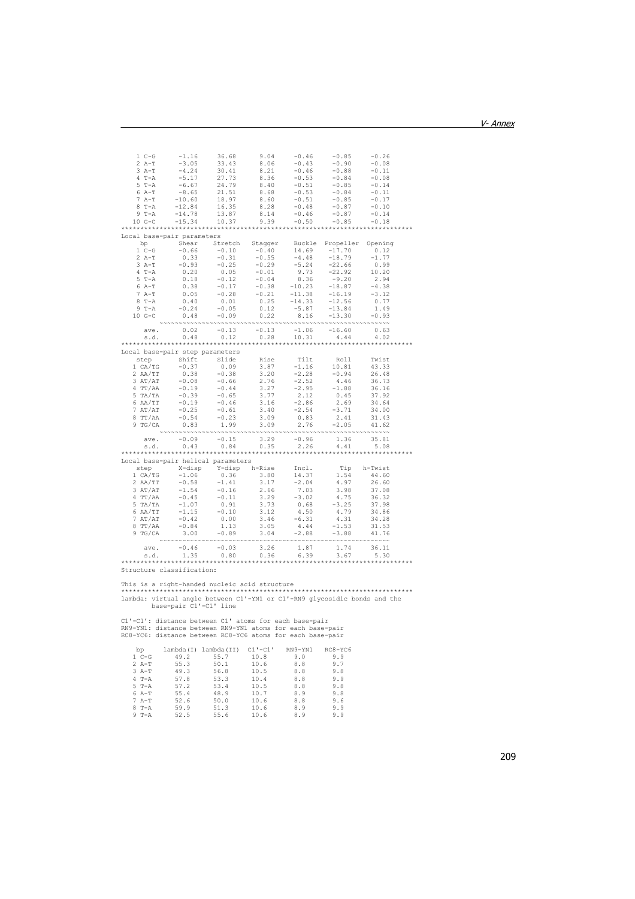```
    1 C-G      -1.16     36.68      9.04     -0.46     -0.85     -0.26
    2 A-T      -3.05     33.43      8.06     -0.43     -0.90     -0.08
    3 A-T      -4.24     30.41      8.21     -0.46     -0.88     -0.11
    4 T-A      -5.17     27.73      8.36     -0.53     -0.84     -0.08
    5 T-A      -6.67     24.79      8.40     -0.51     -0.85     -0.14
    6 A-T      -8.65     21.51      8.68     -0.53     -0.84     -0.11
    7 A-T     -10.60     18.97      8.60     -0.51     -0.85     -0.17
    8 T-A     -12.84     16.35      8.28     -0.48     -0.87     -0.10
    9 T-A     -14.78     13.87      8.14     -0.46     -0.87     -0.14
   10 G-C     -15.34     10.37      9.39     -0.50     -0.85     -0.18
****************************************************************************
Local base-pair parameters
     bp        Shear    Stretch   Stagger    Buckle  Propeller  Opening
    1 C-G      -0.66     -0.10     -0.40     14.69    -17.70      0.12
    2 A-T       0.33     -0.31     -0.55     -4.48    -18.79     -1.77
    3 A-T      -0.93     -0.25     -0.29     -5.24    -22.66      0.99
    4 T-A       0.20      0.05     -0.01      9.73    -22.92     10.20
    5 T-A       0.18     -0.12     -0.04      8.36     -9.20      2.94
    6 A-T       0.38     -0.17     -0.38    -10.23    -18.87     -4.38
    7 A-T       0.05     -0.28     -0.21    -11.38    -16.19     -3.12
    8 T-A       0.40      0.01      0.25    -14.33    -12.56      0.77
    9 T-A      -0.24     -0.05      0.12     -5.87    -13.84      1.49
   10 G-C       0.48     -0.09      0.22      8.16    -13.30     -0.93
          ~~~~~~~~~~~~~~~~~~~~~~~~~~~~~~~~~~~~~~~~~~~~~~~~~~~~~~~~~~~~
      ave.      0.02     -0.13     -0.13     -1.06    -16.60      0.63
      s.d.      0.48      0.12      0.28     10.31      4.44      4.02
****************************************************************************
Local base-pair step parameters
    step       Shift     Slide      Rise      Tilt      Roll     Twist
   1 CA/TG     -0.37      0.09      3.87     -1.16     10.81     43.33
   2 AA/TT      0.38     -0.38      3.20     -2.28     -0.94     26.48
   3 AT/AT     -0.08     -0.66      2.76     -2.52      4.46     36.73
   4 TT/AA     -0.19     -0.44      3.27     -2.95     -1.88     36.16
   5 TA/TA     -0.39     -0.65      3.77      2.12      0.45     37.92
   6 AA/TT     -0.19     -0.46      3.16     -2.86      2.69     34.64
   7 AT/AT     -0.25     -0.61      3.40     -2.54     -3.71     34.00
   8 TT/AA     -0.54     -0.23      3.09      0.83      2.41     31.43
   9 TG/CA      0.83      1.99      3.09      2.76     -2.05     41.62
          ~~~~~~~~~~~~~~~~~~~~~~~~~~~~~~~~~~~~~~~~~~~~~~~~~~~~~~~~~~~~
      ave.     -0.09     -0.15      3.29     -0.96      1.36     35.81
      s.d.      0.43      0.84      0.35      2.26      4.41      5.08
****************************************************************************
Local base-pair helical parameters
    step      X-disp    Y-disp    h-Rise     Incl.       Tip   h-Twist
   1 CA/TG     -1.06      0.36      3.80     14.37      1.54     44.60
   2 AA/TT     -0.58     -1.41      3.17     -2.04      4.97     26.60
   3 AT/AT     -1.54     -0.16      2.66      7.03      3.98     37.08
   4 TT/AA     -0.45     -0.11      3.29     -3.02      4.75     36.32
   5 TA/TA     -1.07      0.91      3.73      0.68     -3.25     37.98
   6 AA/TT     -1.15     -0.10      3.12      4.50      4.79     34.86
   7 AT/AT     -0.42      0.00      3.46     -6.31      4.31     34.28
   8 TT/AA     -0.84      1.13      3.05      4.44     -1.53     31.53
   9 TG/CA      3.00     -0.89      3.04     -2.88     -3.88     41.76
          ~~~~~~~~~~~~~~~~~~~~~~~~~~~~~~~~~~~~~~~~~~~~~~~~~~~~~~~~~~~~
      ave.     -0.46     -0.03      3.26      1.87      1.74     36.11
      s.d.      1.35      0.80      0.36      6.39      3.67      5.30
****************************************************************************
Structure classification:

This is a right-handed nucleic acid structure
****************************************************************************
lambda: virtual angle between C1'-YN1 or C1'-RN9 glycosidic bonds and the
        base-pair C1'-C1' line

C1'-C1': distance between C1' atoms for each base-pair
RN9-YN1: distance between RN9-YN1 atoms for each base-pair
RC8-YC6: distance between RC8-YC6 atoms for each base-pair

    bp     lambda(I) lambda(II)  C1'-C1'   RN9-YN1   RC8-YC6
   1 C-G      49.2      55.7      10.8       9.0       9.9
   2 A-T      55.3      50.1      10.6       8.8       9.7
   3 A-T      49.3      56.8      10.5       8.8       9.8
   4 T-A      57.8      53.3      10.4       8.8       9.9
   5 T-A      57.2      53.4      10.5       8.8       9.8
   6 A-T      55.4      48.9      10.7       8.9       9.8
   7 A-T      52.6      50.0      10.6       8.8       9.6
   8 T-A      59.9      51.3      10.6       8.9       9.9
   9 T-A      52.5      55.6      10.6       8.9       9.9
```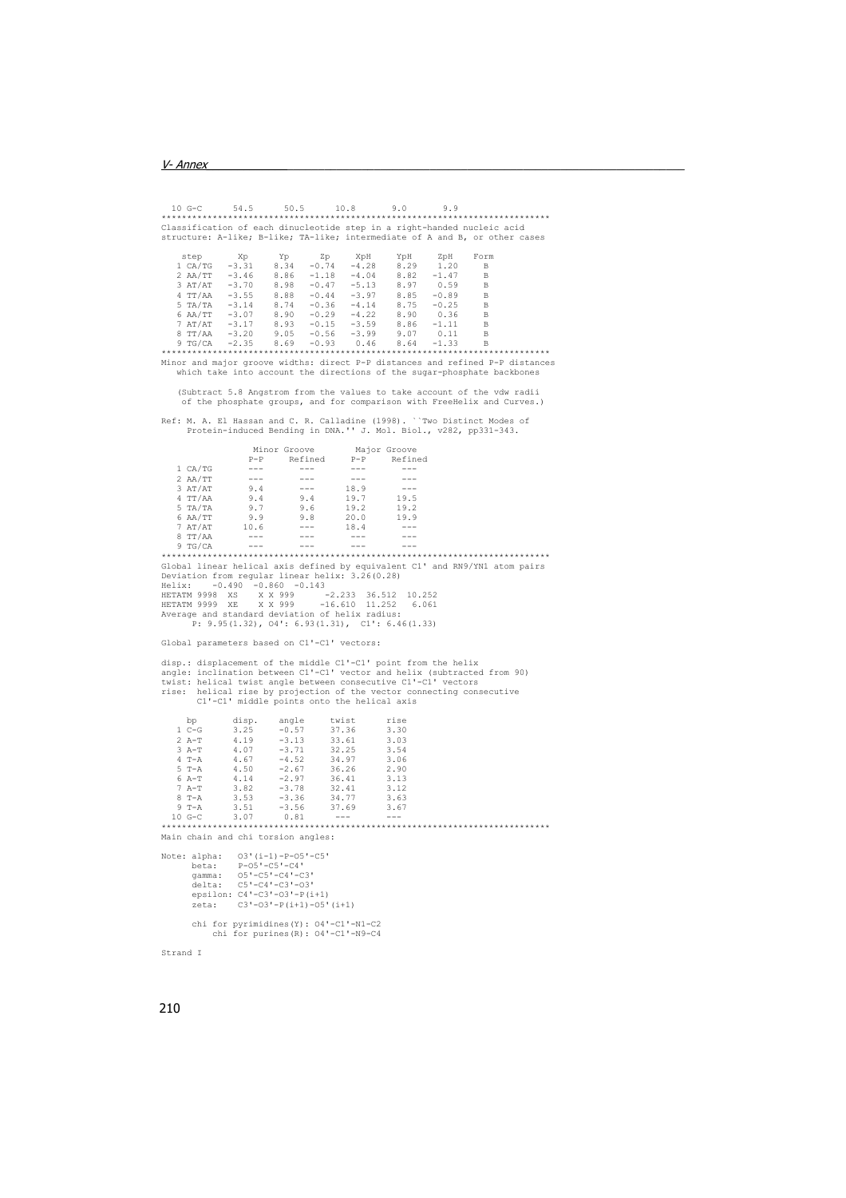```
  10 G-C      54.5      50.5      10.8      9.0       9.9
****************************************************************************
Classification of each dinucleotide step in a right-handed nucleic acid
structure: A-like; B-like; TA-like; intermediate of A and B, or other cases

    step       Xp      Yp      Zp     XpH     YpH     ZpH    Form
   1 CA/TG   -3.31    8.34   -0.74   -4.28    8.29    1.20     B
   2 AA/TT   -3.46    8.86   -1.18   -4.04    8.82   -1.47     B
   3 AT/AT   -3.70    8.98   -0.47   -5.13    8.97    0.59     B
   4 TT/AA   -3.55    8.88   -0.44   -3.97    8.85   -0.89     B
   5 TA/TA   -3.14    8.74   -0.36   -4.14    8.75   -0.25     B
   6 AA/TT   -3.07    8.90   -0.29   -4.22    8.90    0.36     B
   7 AT/AT   -3.17    8.93   -0.15   -3.59    8.86   -1.11     B
   8 TT/AA   -3.20    9.05   -0.56   -3.99    9.07    0.11     B
   9 TG/CA   -2.35    8.69   -0.93    0.46    8.64   -1.33     B
****************************************************************************
Minor and major groove widths: direct P-P distances and refined P-P distances
   which take into account the directions of the sugar-phosphate backbones

   (Subtract 5.8 Angstrom from the values to take account of the vdw radii
    of the phosphate groups, and for comparison with FreeHelix and Curves.)

Ref: M. A. El Hassan and C. R. Calladine (1998). ``Two Distinct Modes of
     Protein-induced Bending in DNA.'' J. Mol. Biol., v282, pp331-343.

                  Minor Groove        Major Groove
                 P-P     Refined     P-P     Refined
   1 CA/TG       ---       ---       ---       ---
   2 AA/TT       ---       ---       ---       ---
   3 AT/AT       9.4       ---      18.9       ---
   4 TT/AA       9.4       9.4      19.7      19.5
   5 TA/TA       9.7       9.6      19.2      19.2
   6 AA/TT       9.9       9.8      20.0      19.9
   7 AT/AT      10.6       ---      18.4       ---
   8 TT/AA       ---       ---       ---       ---
   9 TG/CA       ---       ---       ---       ---
****************************************************************************
Global linear helical axis defined by equivalent C1' and RN9/YN1 atom pairs
Deviation from regular linear helix: 3.26(0.28)
Helix:    -0.490  -0.860  -0.143
HETATM 9998  XS    X X 999     -2.233  36.512  10.252
HETATM 9999  XE    X X 999    -16.610  11.252   6.061
Average and standard deviation of helix radius:
      P: 9.95(1.32), O4': 6.93(1.31),  C1': 6.46(1.33)

Global parameters based on C1'-C1' vectors:

disp.: displacement of the middle C1'-C1' point from the helix
angle: inclination between C1'-C1' vector and helix (subtracted from 90)
twist: helical twist angle between consecutive C1'-C1' vectors
rise:  helical rise by projection of the vector connecting consecutive
       C1'-C1' middle points onto the helical axis

     bp       disp.    angle     twist      rise
   1 C-G      3.25     -0.57     37.36      3.30
   2 A-T      4.19     -3.13     33.61      3.03
   3 A-T      4.07     -3.71     32.25      3.54
   4 T-A      4.67     -4.52     34.97      3.06
   5 T-A      4.50     -2.67     36.26      2.90
   6 A-T      4.14     -2.97     36.41      3.13
   7 A-T      3.82     -3.78     32.41      3.12
   8 T-A      3.53     -3.36     34.77      3.63
   9 T-A      3.51     -3.56     37.69      3.67
  10 G-C      3.07      0.81      ---       ---
****************************************************************************
Main chain and chi torsion angles:

Note: alpha:   O3'(i-1)-P-O5'-C5'
      beta:    P-O5'-C5'-C4'
      gamma:   O5'-C5'-C4'-C3'
      delta:   C5'-C4'-C3'-O3'
      epsilon: C4'-C3'-O3'-P(i+1)
      zeta:    C3'-O3'-P(i+1)-O5'(i+1)

      chi for pyrimidines(Y): O4'-C1'-N1-C2
          chi for purines(R): O4'-C1'-N9-C4

Strand I
```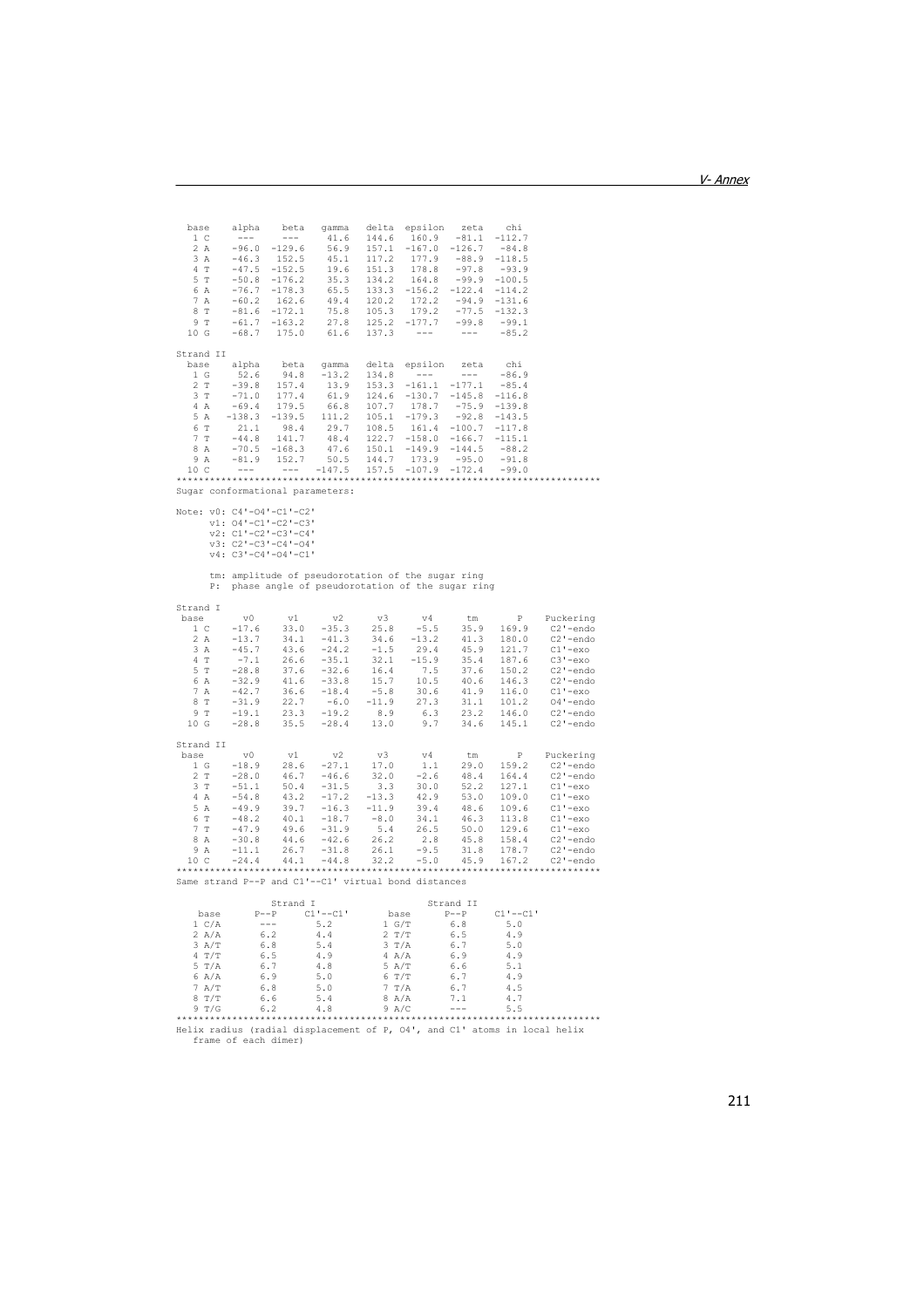| base | alpha | beta | gamma | delta | epsilon | zeta | chi |
|---|---|---|---|---|---|---|---|
| 1 C | --- | --- | 41.6 | 144.6 | 160.9 | -81.1 | -112.7 |
| 2 A | -96.0 | -129.6 | 56.9 | 157.1 | -167.0 | -126.7 | -84.8 |
| 3 A | -46.3 | 152.5 | 45.1 | 117.2 | 177.9 | -88.9 | -118.5 |
| 4 T | -47.5 | -152.5 | 19.6 | 151.3 | 178.8 | -97.8 | -93.9 |
| 5 T | -50.8 | -176.2 | 35.3 | 134.2 | 164.8 | -99.9 | -100.5 |
| 6 A | -76.7 | -178.3 | 65.5 | 133.3 | -156.2 | -122.4 | -114.2 |
| 7 A | -60.2 | 162.6 | 49.4 | 120.2 | 172.2 | -94.9 | -131.6 |
| 8 T | -81.6 | -172.1 | 75.8 | 105.3 | 179.2 | -77.5 | -132.3 |
| 9 T | -61.7 | -163.2 | 27.8 | 125.2 | -177.7 | -99.8 | -99.1 |
| 10 G | -68.7 | 175.0 | 61.6 | 137.3 | --- | --- | -85.2 |

Strand II

| base | alpha | beta | gamma | delta | epsilon | zeta | chi |
|---|---|---|---|---|---|---|---|
| 1 G | 52.6 | 94.8 | -13.2 | 134.8 | --- | --- | -86.9 |
| 2 T | -39.8 | 157.4 | 13.9 | 153.3 | -161.1 | -177.1 | -85.4 |
| 3 T | -71.0 | 177.4 | 61.9 | 124.6 | -130.7 | -145.8 | -116.8 |
| 4 A | -69.4 | 179.5 | 66.8 | 107.7 | 178.7 | -75.9 | -139.8 |
| 5 A | -138.3 | -139.5 | 111.2 | 105.1 | -179.3 | -92.8 | -143.5 |
| 6 T | 21.1 | 98.4 | 29.7 | 108.5 | 161.4 | -100.7 | -117.8 |
| 7 T | -44.8 | 141.7 | 48.4 | 122.7 | -158.0 | -166.7 | -115.1 |
| 8 A | -70.5 | -168.3 | 47.6 | 150.1 | -149.9 | -144.5 | -88.2 |
| 9 A | -81.9 | 152.7 | 50.5 | 144.7 | 173.9 | -95.0 | -91.8 |
| 10 C | --- | --- | -147.5 | 157.5 | -107.9 | -172.4 | -99.0 |

***************************************************************************

Sugar conformational parameters:

```
Note: v0: C4'-O4'-C1'-C2'
      v1: O4'-C1'-C2'-C3'
      v2: C1'-C2'-C3'-C4'
      v3: C2'-C3'-C4'-O4'
      v4: C3'-C4'-O4'-C1'

      tm: amplitude of pseudorotation of the sugar ring
      P:  phase angle of pseudorotation of the sugar ring
```

Strand I

| base | v0 | v1 | v2 | v3 | v4 | tm | P | Puckering |
|---|---|---|---|---|---|---|---|---|
| 1 C | -17.6 | 33.0 | -35.3 | 25.8 | -5.5 | 35.9 | 169.9 | C2'-endo |
| 2 A | -13.7 | 34.1 | -41.3 | 34.6 | -13.2 | 41.3 | 180.0 | C2'-endo |
| 3 A | -45.7 | 43.6 | -24.2 | -1.5 | 29.4 | 45.9 | 121.7 | C1'-exo |
| 4 T | -7.1 | 26.6 | -35.1 | 32.1 | -15.9 | 35.4 | 187.6 | C3'-exo |
| 5 T | -28.8 | 37.6 | -32.6 | 16.4 | 7.5 | 37.6 | 150.2 | C2'-endo |
| 6 A | -32.9 | 41.6 | -33.8 | 15.7 | 10.5 | 40.6 | 146.3 | C2'-endo |
| 7 A | -42.7 | 36.6 | -18.4 | -5.8 | 30.6 | 41.9 | 116.0 | C1'-exo |
| 8 T | -31.9 | 22.7 | -6.0 | -11.9 | 27.3 | 31.1 | 101.2 | O4'-endo |
| 9 T | -19.1 | 23.3 | -19.2 | 8.9 | 6.3 | 23.2 | 146.0 | C2'-endo |
| 10 G | -28.8 | 35.5 | -28.4 | 13.0 | 9.7 | 34.6 | 145.1 | C2'-endo |

Strand II

| base | v0 | v1 | v2 | v3 | v4 | tm | P | Puckering |
|---|---|---|---|---|---|---|---|---|
| 1 G | -18.9 | 28.6 | -27.1 | 17.0 | 1.1 | 29.0 | 159.2 | C2'-endo |
| 2 T | -28.0 | 46.7 | -46.6 | 32.0 | -2.6 | 48.4 | 164.4 | C2'-endo |
| 3 T | -51.1 | 50.4 | -31.5 | 3.3 | 30.0 | 52.2 | 127.1 | C1'-exo |
| 4 A | -54.8 | 43.2 | -17.2 | -13.3 | 42.9 | 53.0 | 109.0 | C1'-exo |
| 5 A | -49.9 | 39.7 | -16.3 | -11.9 | 39.4 | 48.6 | 109.6 | C1'-exo |
| 6 T | -48.2 | 40.1 | -18.7 | -8.0 | 34.1 | 46.3 | 113.8 | C1'-exo |
| 7 T | -47.9 | 49.6 | -31.9 | 5.4 | 26.5 | 50.0 | 129.6 | C1'-exo |
| 8 A | -30.8 | 44.6 | -42.6 | 26.2 | 2.8 | 45.8 | 158.4 | C2'-endo |
| 9 A | -11.1 | 26.7 | -31.8 | 26.1 | -9.5 | 31.8 | 178.7 | C2'-endo |
| 10 C | -24.4 | 44.1 | -44.8 | 32.2 | -5.0 | 45.9 | 167.2 | C2'-endo |

***************************************************************************

Same strand P--P and C1'--C1' virtual bond distances

| | Strand I | | | Strand II | |
|---|---|---|---|---|---|
| base | P--P | C1'--C1' | base | P--P | C1'--C1' |
| 1 C/A | --- | 5.2 | 1 G/T | 6.8 | 5.0 |
| 2 A/A | 6.2 | 4.4 | 2 T/T | 6.5 | 4.9 |
| 3 A/T | 6.8 | 5.4 | 3 T/A | 6.7 | 5.0 |
| 4 T/T | 6.5 | 4.9 | 4 A/A | 6.9 | 4.9 |
| 5 T/A | 6.7 | 4.8 | 5 A/T | 6.6 | 5.1 |
| 6 A/A | 6.9 | 5.0 | 6 T/T | 6.7 | 4.9 |
| 7 A/T | 6.8 | 5.0 | 7 T/A | 6.7 | 4.5 |
| 8 T/T | 6.6 | 5.4 | 8 A/A | 7.1 | 4.7 |
| 9 T/G | 6.2 | 4.8 | 9 A/C | --- | 5.5 |

***************************************************************************

Helix radius (radial displacement of P, O4', and C1' atoms in local helix frame of each dimer)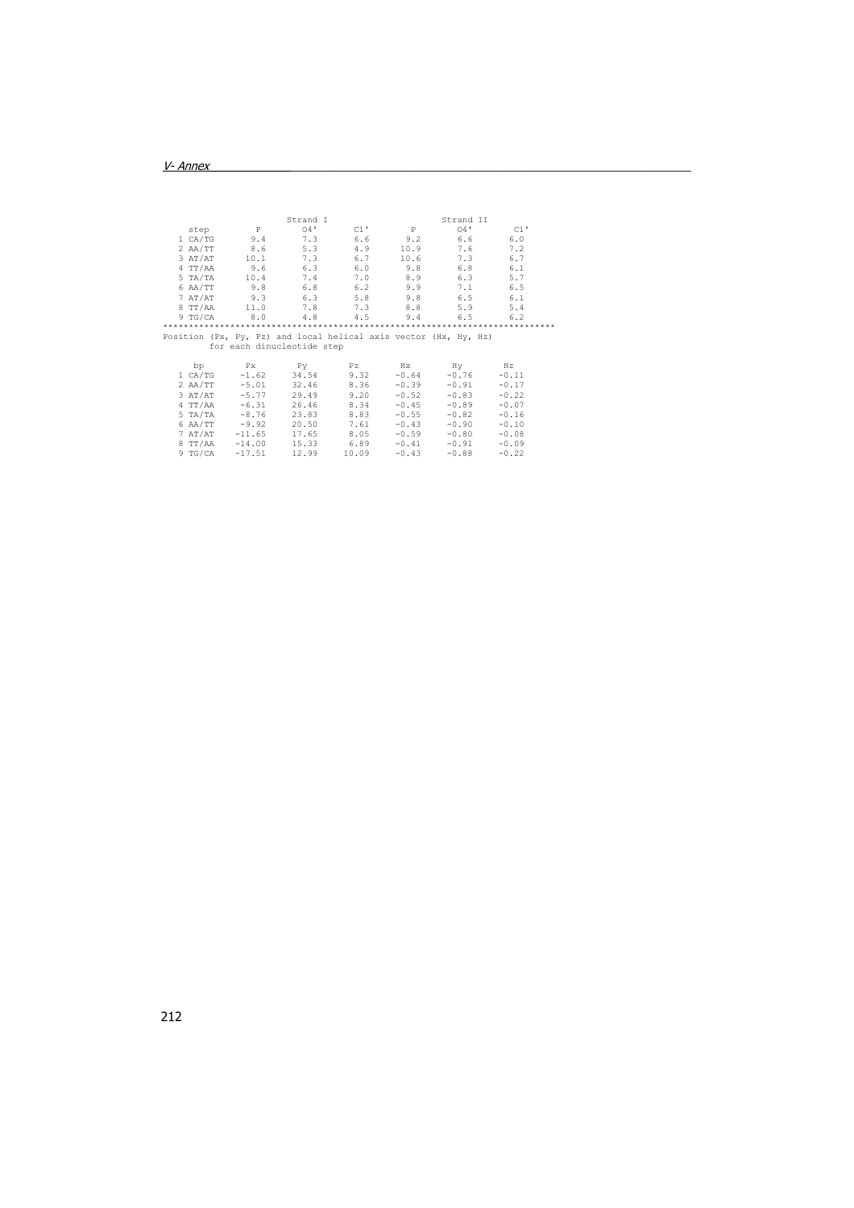| step | Strand I P | Strand I O4' | Strand I C1' | Strand II P | Strand II O4' | Strand II C1' |
|---|---|---|---|---|---|---|
| 1 CA/TG | 9.4 | 7.3 | 6.6 | 9.2 | 6.6 | 6.0 |
| 2 AA/TT | 8.6 | 5.3 | 4.9 | 10.9 | 7.6 | 7.2 |
| 3 AT/AT | 10.1 | 7.3 | 6.7 | 10.6 | 7.3 | 6.7 |
| 4 TT/AA | 9.6 | 6.3 | 6.0 | 9.8 | 6.8 | 6.1 |
| 5 TA/TA | 10.4 | 7.4 | 7.0 | 8.9 | 6.3 | 5.7 |
| 6 AA/TT | 9.8 | 6.8 | 6.2 | 9.9 | 7.1 | 6.5 |
| 7 AT/AT | 9.3 | 6.3 | 5.8 | 9.8 | 6.5 | 6.1 |
| 8 TT/AA | 11.0 | 7.8 | 7.3 | 8.8 | 5.9 | 5.4 |
| 9 TG/CA | 8.0 | 4.8 | 4.5 | 9.4 | 6.5 | 6.2 |

```
****************************************************************************
```

Position (Px, Py, Pz) and local helical axis vector (Hx, Hy, Hz) for each dinucleotide step

| bp | Px | Py | Pz | Hx | Hy | Hz |
|---|---|---|---|---|---|---|
| 1 CA/TG | -1.62 | 34.54 | 9.32 | -0.64 | -0.76 | -0.11 |
| 2 AA/TT | -5.01 | 32.46 | 8.36 | -0.39 | -0.91 | -0.17 |
| 3 AT/AT | -5.77 | 29.49 | 9.20 | -0.52 | -0.83 | -0.22 |
| 4 TT/AA | -6.31 | 26.46 | 8.34 | -0.45 | -0.89 | -0.07 |
| 5 TA/TA | -8.76 | 23.83 | 8.83 | -0.55 | -0.82 | -0.16 |
| 6 AA/TT | -9.92 | 20.50 | 7.61 | -0.43 | -0.90 | -0.10 |
| 7 AT/AT | -11.65 | 17.65 | 8.05 | -0.59 | -0.80 | -0.08 |
| 8 TT/AA | -14.00 | 15.33 | 6.89 | -0.41 | -0.91 | -0.09 |
| 9 TG/CA | -17.51 | 12.99 | 10.09 | -0.43 | -0.88 | -0.22 |